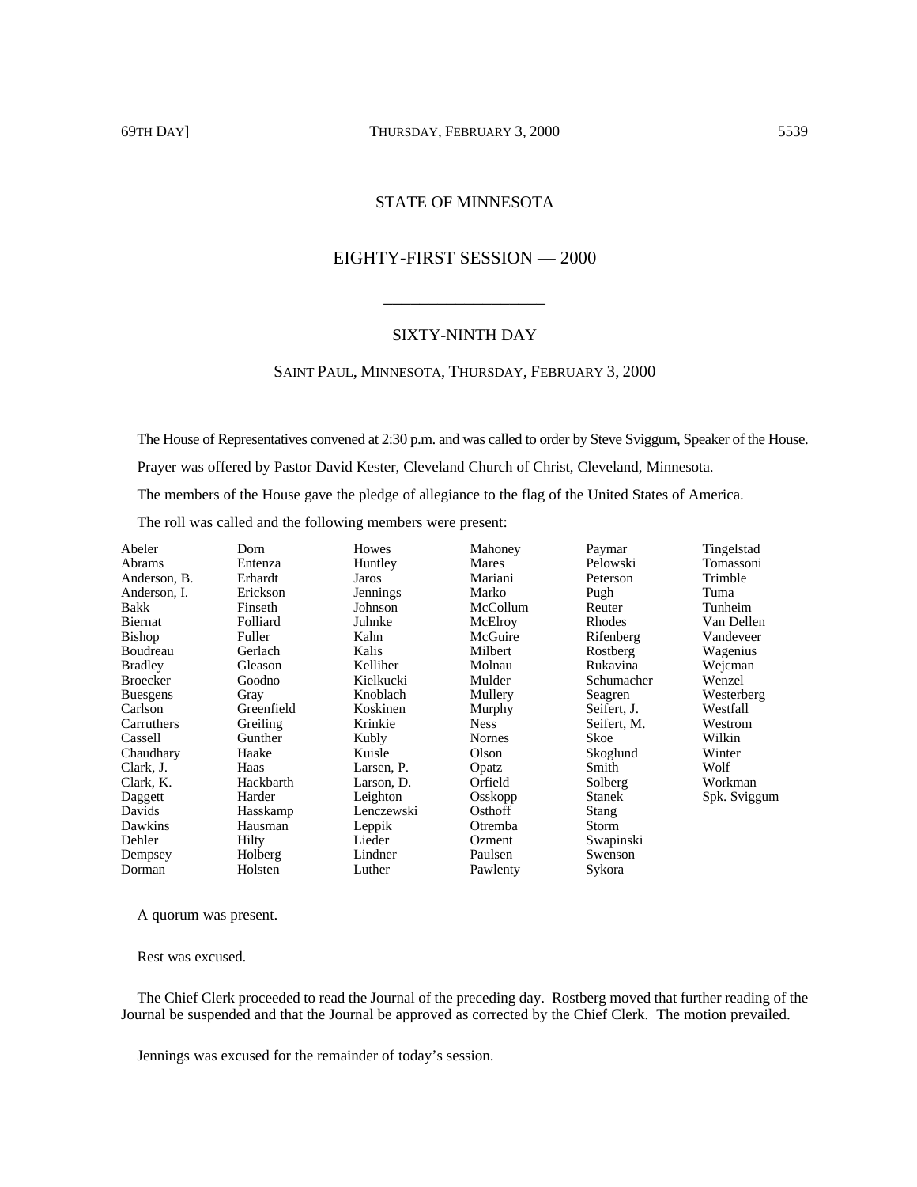# STATE OF MINNESOTA

## EIGHTY-FIRST SESSION — 2000

---

## SIXTY-NINTH DAY

### SAINT PAUL, MINNESOTA, THURSDAY, FEBRUARY 3, 2000

The House of Representatives convened at 2:30 p.m. and was called to order by Steve Sviggum, Speaker of the House.

Prayer was offered by Pastor David Kester, Cleveland Church of Christ, Cleveland, Minnesota.

The members of the House gave the pledge of allegiance to the flag of the United States of America.

The roll was called and the following members were present:

| | | | | | |
|---|---|---|---|---|---|
| Abeler | Dorn | Howes | Mahoney | Paymar | Tingelstad |
| Abrams | Entenza | Huntley | Mares | Pelowski | Tomassoni |
| Anderson, B. | Erhardt | Jaros | Mariani | Peterson | Trimble |
| Anderson, I. | Erickson | Jennings | Marko | Pugh | Tuma |
| Bakk | Finseth | Johnson | McCollum | Reuter | Tunheim |
| Biernat | Folliard | Juhnke | McElroy | Rhodes | Van Dellen |
| Bishop | Fuller | Kahn | McGuire | Rifenberg | Vandeveer |
| Boudreau | Gerlach | Kalis | Milbert | Rostberg | Wagenius |
| Bradley | Gleason | Kelliher | Molnau | Rukavina | Wejcman |
| Broecker | Goodno | Kielkucki | Mulder | Schumacher | Wenzel |
| Buesgens | Gray | Knoblach | Mullery | Seagren | Westerberg |
| Carlson | Greenfield | Koskinen | Murphy | Seifert, J. | Westfall |
| Carruthers | Greiling | Krinkie | Ness | Seifert, M. | Westrom |
| Cassell | Gunther | Kubly | Nornes | Skoe | Wilkin |
| Chaudhary | Haake | Kuisle | Olson | Skoglund | Winter |
| Clark, J. | Haas | Larsen, P. | Opatz | Smith | Wolf |
| Clark, K. | Hackbarth | Larson, D. | Orfield | Solberg | Workman |
| Daggett | Harder | Leighton | Osskopp | Stanek | Spk. Sviggum |
| Davids | Hasskamp | Lenczewski | Osthoff | Stang | |
| Dawkins | Hausman | Leppik | Otremba | Storm | |
| Dehler | Hilty | Lieder | Ozment | Swapinski | |
| Dempsey | Holberg | Lindner | Paulsen | Swenson | |
| Dorman | Holsten | Luther | Pawlenty | Sykora | |

A quorum was present.

Rest was excused.

The Chief Clerk proceeded to read the Journal of the preceding day. Rostberg moved that further reading of the Journal be suspended and that the Journal be approved as corrected by the Chief Clerk. The motion prevailed.

Jennings was excused for the remainder of today's session.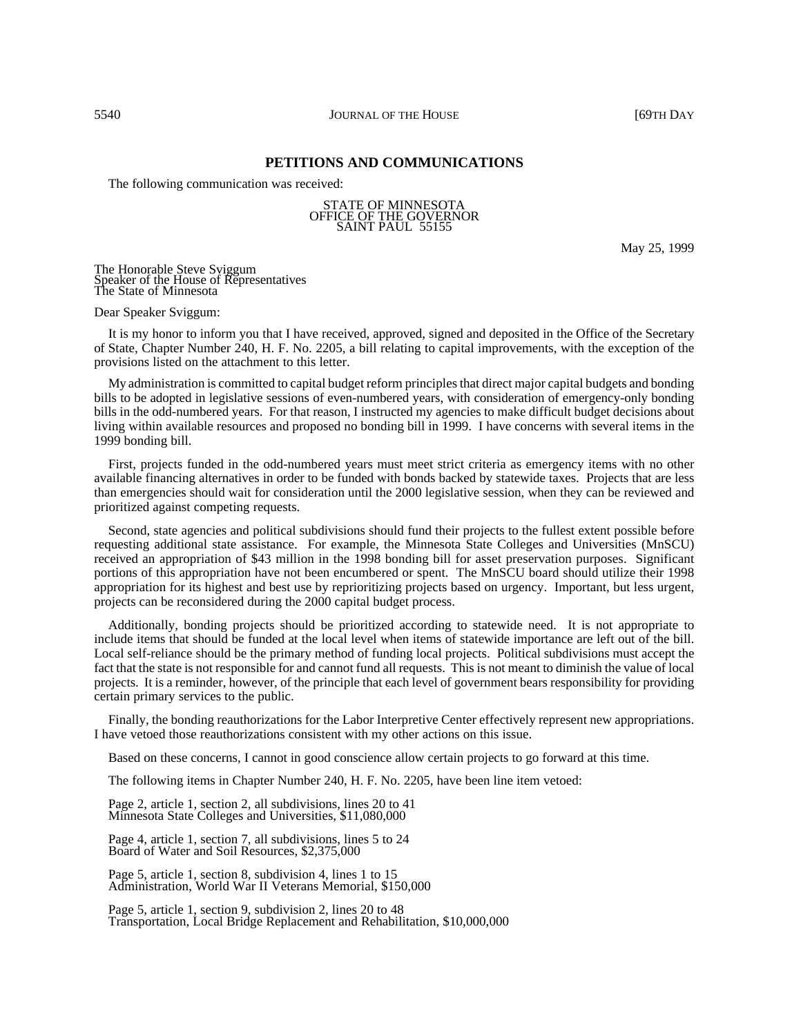## PETITIONS AND COMMUNICATIONS

The following communication was received:

STATE OF MINNESOTA
OFFICE OF THE GOVERNOR
SAINT PAUL 55155

May 25, 1999

The Honorable Steve Sviggum
Speaker of the House of Representatives
The State of Minnesota

Dear Speaker Sviggum:

It is my honor to inform you that I have received, approved, signed and deposited in the Office of the Secretary of State, Chapter Number 240, H. F. No. 2205, a bill relating to capital improvements, with the exception of the provisions listed on the attachment to this letter.

My administration is committed to capital budget reform principles that direct major capital budgets and bonding bills to be adopted in legislative sessions of even-numbered years, with consideration of emergency-only bonding bills in the odd-numbered years. For that reason, I instructed my agencies to make difficult budget decisions about living within available resources and proposed no bonding bill in 1999. I have concerns with several items in the 1999 bonding bill.

First, projects funded in the odd-numbered years must meet strict criteria as emergency items with no other available financing alternatives in order to be funded with bonds backed by statewide taxes. Projects that are less than emergencies should wait for consideration until the 2000 legislative session, when they can be reviewed and prioritized against competing requests.

Second, state agencies and political subdivisions should fund their projects to the fullest extent possible before requesting additional state assistance. For example, the Minnesota State Colleges and Universities (MnSCU) received an appropriation of $43 million in the 1998 bonding bill for asset preservation purposes. Significant portions of this appropriation have not been encumbered or spent. The MnSCU board should utilize their 1998 appropriation for its highest and best use by reprioritizing projects based on urgency. Important, but less urgent, projects can be reconsidered during the 2000 capital budget process.

Additionally, bonding projects should be prioritized according to statewide need. It is not appropriate to include items that should be funded at the local level when items of statewide importance are left out of the bill. Local self-reliance should be the primary method of funding local projects. Political subdivisions must accept the fact that the state is not responsible for and cannot fund all requests. This is not meant to diminish the value of local projects. It is a reminder, however, of the principle that each level of government bears responsibility for providing certain primary services to the public.

Finally, the bonding reauthorizations for the Labor Interpretive Center effectively represent new appropriations. I have vetoed those reauthorizations consistent with my other actions on this issue.

Based on these concerns, I cannot in good conscience allow certain projects to go forward at this time.

The following items in Chapter Number 240, H. F. No. 2205, have been line item vetoed:

Page 2, article 1, section 2, all subdivisions, lines 20 to 41
Minnesota State Colleges and Universities, $11,080,000

Page 4, article 1, section 7, all subdivisions, lines 5 to 24
Board of Water and Soil Resources, $2,375,000

Page 5, article 1, section 8, subdivision 4, lines 1 to 15
Administration, World War II Veterans Memorial, $150,000

Page 5, article 1, section 9, subdivision 2, lines 20 to 48
Transportation, Local Bridge Replacement and Rehabilitation, $10,000,000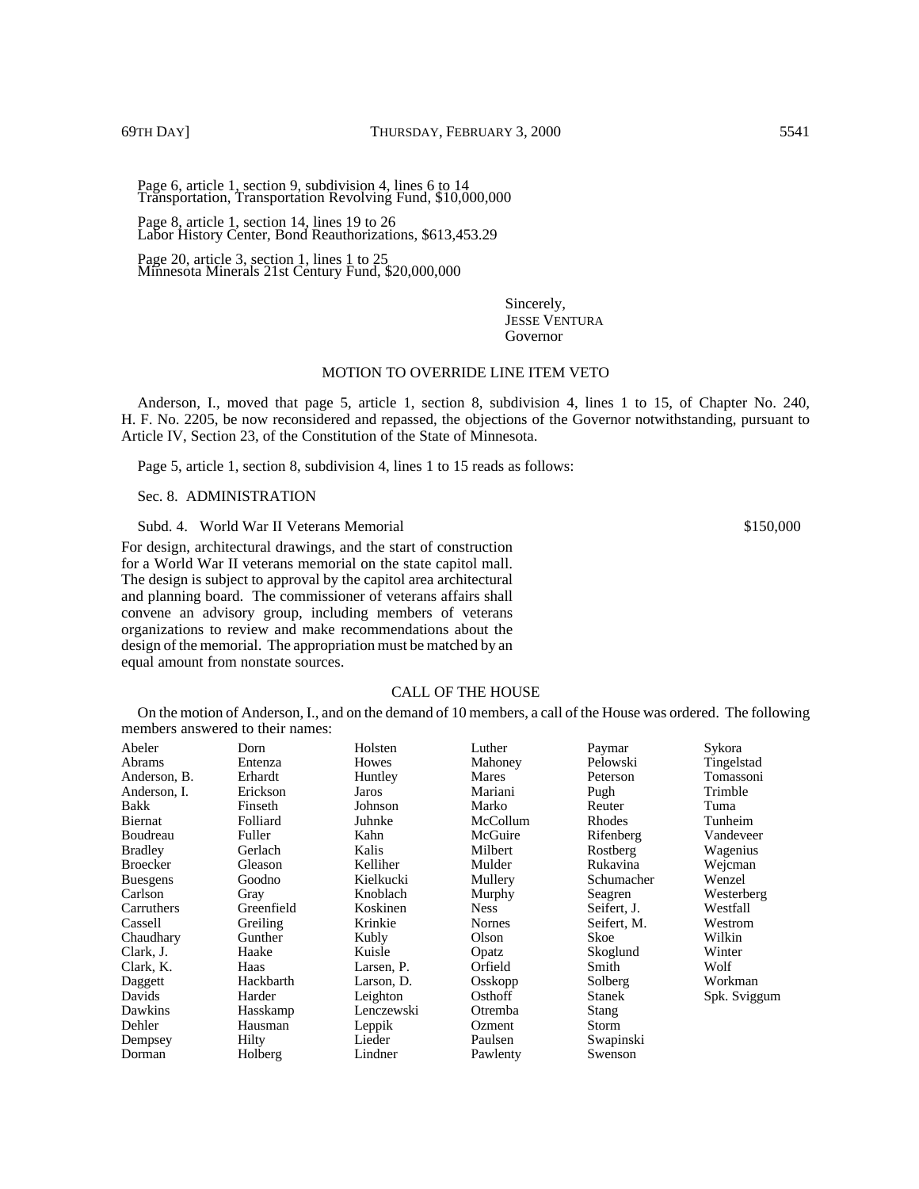Page 6, article 1, section 9, subdivision 4, lines 6 to 14
Transportation, Transportation Revolving Fund, $10,000,000

Page 8, article 1, section 14, lines 19 to 26
Labor History Center, Bond Reauthorizations, $613,453.29

Page 20, article 3, section 1, lines 1 to 25
Minnesota Minerals 21st Century Fund, $20,000,000

Sincerely,
JESSE VENTURA
Governor

## MOTION TO OVERRIDE LINE ITEM VETO

Anderson, I., moved that page 5, article 1, section 8, subdivision 4, lines 1 to 15, of Chapter No. 240, H. F. No. 2205, be now reconsidered and repassed, the objections of the Governor notwithstanding, pursuant to Article IV, Section 23, of the Constitution of the State of Minnesota.

Page 5, article 1, section 8, subdivision 4, lines 1 to 15 reads as follows:

Sec. 8. ADMINISTRATION

Subd. 4. World War II Veterans Memorial $150,000

For design, architectural drawings, and the start of construction for a World War II veterans memorial on the state capitol mall. The design is subject to approval by the capitol area architectural and planning board. The commissioner of veterans affairs shall convene an advisory group, including members of veterans organizations to review and make recommendations about the design of the memorial. The appropriation must be matched by an equal amount from nonstate sources.

## CALL OF THE HOUSE

On the motion of Anderson, I., and on the demand of 10 members, a call of the House was ordered. The following members answered to their names:

| | | | | | |
|---|---|---|---|---|---|
| Abeler | Dorn | Holsten | Luther | Paymar | Sykora |
| Abrams | Entenza | Howes | Mahoney | Pelowski | Tingelstad |
| Anderson, B. | Erhardt | Huntley | Mares | Peterson | Tomassoni |
| Anderson, I. | Erickson | Jaros | Mariani | Pugh | Trimble |
| Bakk | Finseth | Johnson | Marko | Reuter | Tuma |
| Biernat | Folliard | Juhnke | McCollum | Rhodes | Tunheim |
| Boudreau | Fuller | Kahn | McGuire | Rifenberg | Vandeveer |
| Bradley | Gerlach | Kalis | Milbert | Rostberg | Wagenius |
| Broecker | Gleason | Kelliher | Mulder | Rukavina | Wejcman |
| Buesgens | Goodno | Kielkucki | Mullery | Schumacher | Wenzel |
| Carlson | Gray | Knoblach | Murphy | Seagren | Westerberg |
| Carruthers | Greenfield | Koskinen | Ness | Seifert, J. | Westfall |
| Cassell | Greiling | Krinkie | Nornes | Seifert, M. | Westrom |
| Chaudhary | Gunther | Kubly | Olson | Skoe | Wilkin |
| Clark, J. | Haake | Kuisle | Opatz | Skoglund | Winter |
| Clark, K. | Haas | Larsen, P. | Orfield | Smith | Wolf |
| Daggett | Hackbarth | Larson, D. | Osskopp | Solberg | Workman |
| Davids | Harder | Leighton | Osthoff | Stanek | Spk. Sviggum |
| Dawkins | Hasskamp | Lenczewski | Otremba | Stang | |
| Dehler | Hausman | Leppik | Ozment | Storm | |
| Dempsey | Hilty | Lieder | Paulsen | Swapinski | |
| Dorman | Holberg | Lindner | Pawlenty | Swenson | |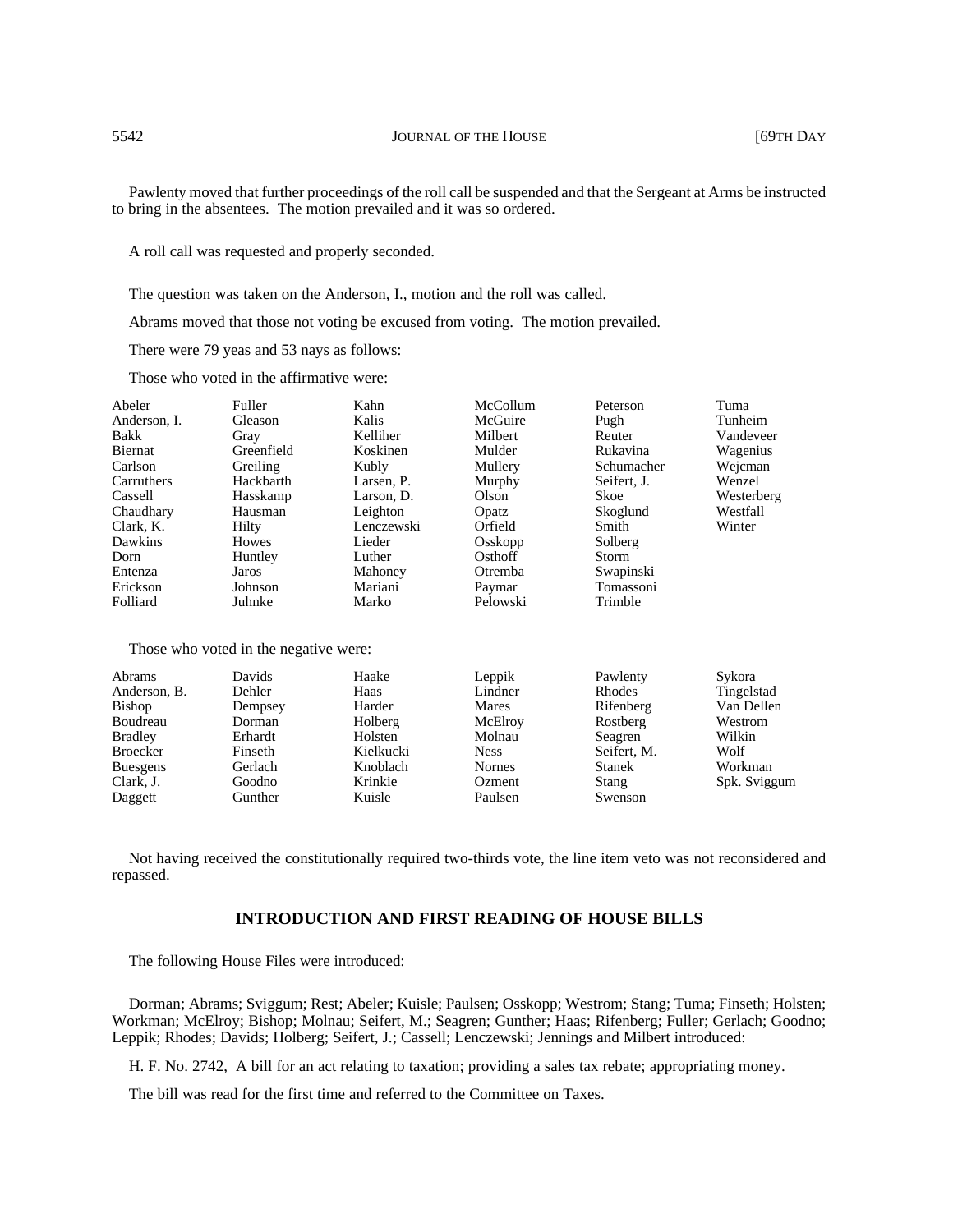Pawlenty moved that further proceedings of the roll call be suspended and that the Sergeant at Arms be instructed to bring in the absentees. The motion prevailed and it was so ordered.

A roll call was requested and properly seconded.

The question was taken on the Anderson, I., motion and the roll was called.

Abrams moved that those not voting be excused from voting. The motion prevailed.

There were 79 yeas and 53 nays as follows:

Those who voted in the affirmative were:

| | | | | | |
|---|---|---|---|---|---|
| Abeler | Fuller | Kahn | McCollum | Peterson | Tuma |
| Anderson, I. | Gleason | Kalis | McGuire | Pugh | Tunheim |
| Bakk | Gray | Kelliher | Milbert | Reuter | Vandeveer |
| Biernat | Greenfield | Koskinen | Mulder | Rukavina | Wagenius |
| Carlson | Greiling | Kubly | Mullery | Schumacher | Wejcman |
| Carruthers | Hackbarth | Larsen, P. | Murphy | Seifert, J. | Wenzel |
| Cassell | Hasskamp | Larson, D. | Olson | Skoe | Westerberg |
| Chaudhary | Hausman | Leighton | Opatz | Skoglund | Westfall |
| Clark, K. | Hilty | Lenczewski | Orfield | Smith | Winter |
| Dawkins | Howes | Lieder | Osskopp | Solberg | |
| Dorn | Huntley | Luther | Osthoff | Storm | |
| Entenza | Jaros | Mahoney | Otremba | Swapinski | |
| Erickson | Johnson | Mariani | Paymar | Tomassoni | |
| Folliard | Juhnke | Marko | Pelowski | Trimble | |

Those who voted in the negative were:

| | | | | | |
|---|---|---|---|---|---|
| Abrams | Davids | Haake | Leppik | Pawlenty | Sykora |
| Anderson, B. | Dehler | Haas | Lindner | Rhodes | Tingelstad |
| Bishop | Dempsey | Harder | Mares | Rifenberg | Van Dellen |
| Boudreau | Dorman | Holberg | McElroy | Rostberg | Westrom |
| Bradley | Erhardt | Holsten | Molnau | Seagren | Wilkin |
| Broecker | Finseth | Kielkucki | Ness | Seifert, M. | Wolf |
| Buesgens | Gerlach | Knoblach | Nornes | Stanek | Workman |
| Clark, J. | Goodno | Krinkie | Ozment | Stang | Spk. Sviggum |
| Daggett | Gunther | Kuisle | Paulsen | Swenson | |

Not having received the constitutionally required two-thirds vote, the line item veto was not reconsidered and repassed.

## INTRODUCTION AND FIRST READING OF HOUSE BILLS

The following House Files were introduced:

Dorman; Abrams; Sviggum; Rest; Abeler; Kuisle; Paulsen; Osskopp; Westrom; Stang; Tuma; Finseth; Holsten; Workman; McElroy; Bishop; Molnau; Seifert, M.; Seagren; Gunther; Haas; Rifenberg; Fuller; Gerlach; Goodno; Leppik; Rhodes; Davids; Holberg; Seifert, J.; Cassell; Lenczewski; Jennings and Milbert introduced:

H. F. No. 2742, A bill for an act relating to taxation; providing a sales tax rebate; appropriating money.

The bill was read for the first time and referred to the Committee on Taxes.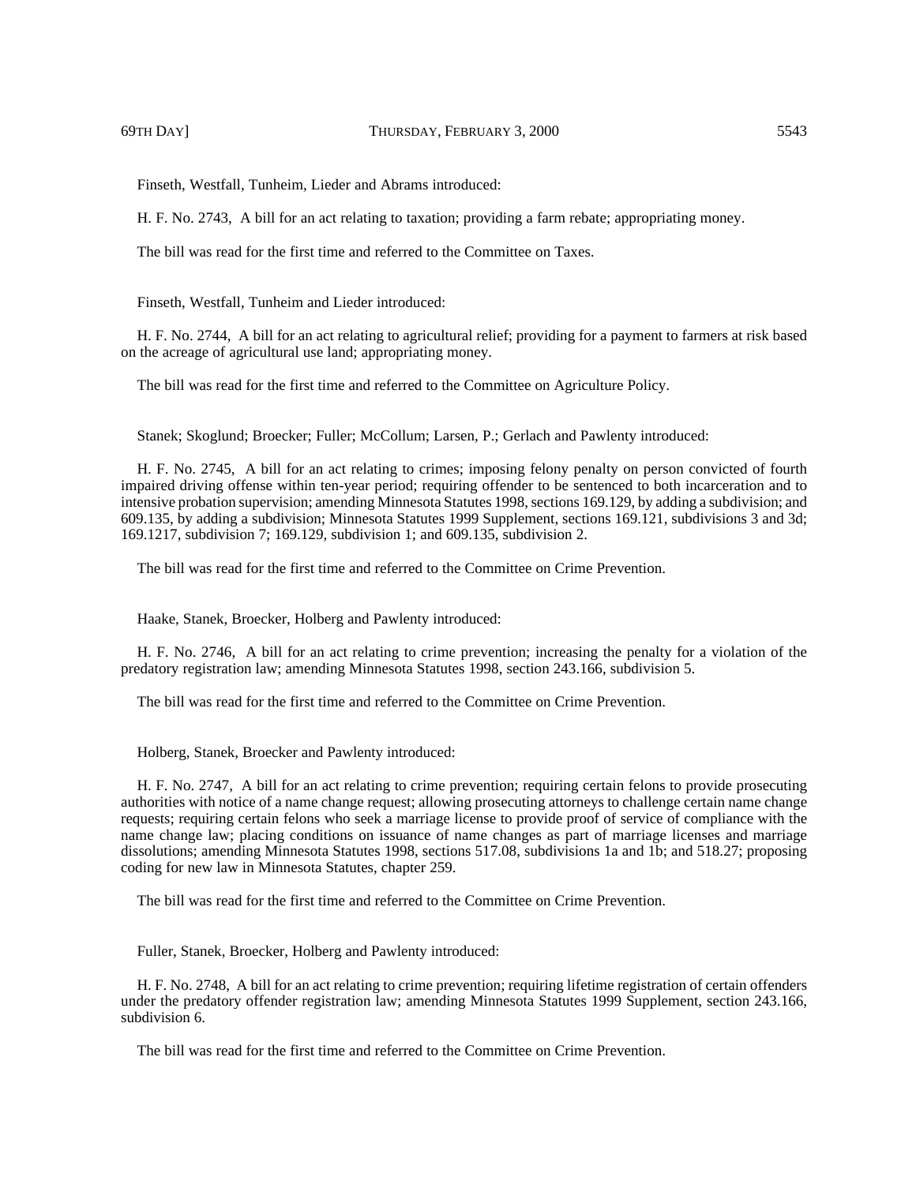Finseth, Westfall, Tunheim, Lieder and Abrams introduced:

H. F. No. 2743, A bill for an act relating to taxation; providing a farm rebate; appropriating money.

The bill was read for the first time and referred to the Committee on Taxes.

Finseth, Westfall, Tunheim and Lieder introduced:

H. F. No. 2744, A bill for an act relating to agricultural relief; providing for a payment to farmers at risk based on the acreage of agricultural use land; appropriating money.

The bill was read for the first time and referred to the Committee on Agriculture Policy.

Stanek; Skoglund; Broecker; Fuller; McCollum; Larsen, P.; Gerlach and Pawlenty introduced:

H. F. No. 2745, A bill for an act relating to crimes; imposing felony penalty on person convicted of fourth impaired driving offense within ten-year period; requiring offender to be sentenced to both incarceration and to intensive probation supervision; amending Minnesota Statutes 1998, sections 169.129, by adding a subdivision; and 609.135, by adding a subdivision; Minnesota Statutes 1999 Supplement, sections 169.121, subdivisions 3 and 3d; 169.1217, subdivision 7; 169.129, subdivision 1; and 609.135, subdivision 2.

The bill was read for the first time and referred to the Committee on Crime Prevention.

Haake, Stanek, Broecker, Holberg and Pawlenty introduced:

H. F. No. 2746, A bill for an act relating to crime prevention; increasing the penalty for a violation of the predatory registration law; amending Minnesota Statutes 1998, section 243.166, subdivision 5.

The bill was read for the first time and referred to the Committee on Crime Prevention.

Holberg, Stanek, Broecker and Pawlenty introduced:

H. F. No. 2747, A bill for an act relating to crime prevention; requiring certain felons to provide prosecuting authorities with notice of a name change request; allowing prosecuting attorneys to challenge certain name change requests; requiring certain felons who seek a marriage license to provide proof of service of compliance with the name change law; placing conditions on issuance of name changes as part of marriage licenses and marriage dissolutions; amending Minnesota Statutes 1998, sections 517.08, subdivisions 1a and 1b; and 518.27; proposing coding for new law in Minnesota Statutes, chapter 259.

The bill was read for the first time and referred to the Committee on Crime Prevention.

Fuller, Stanek, Broecker, Holberg and Pawlenty introduced:

H. F. No. 2748, A bill for an act relating to crime prevention; requiring lifetime registration of certain offenders under the predatory offender registration law; amending Minnesota Statutes 1999 Supplement, section 243.166, subdivision 6.

The bill was read for the first time and referred to the Committee on Crime Prevention.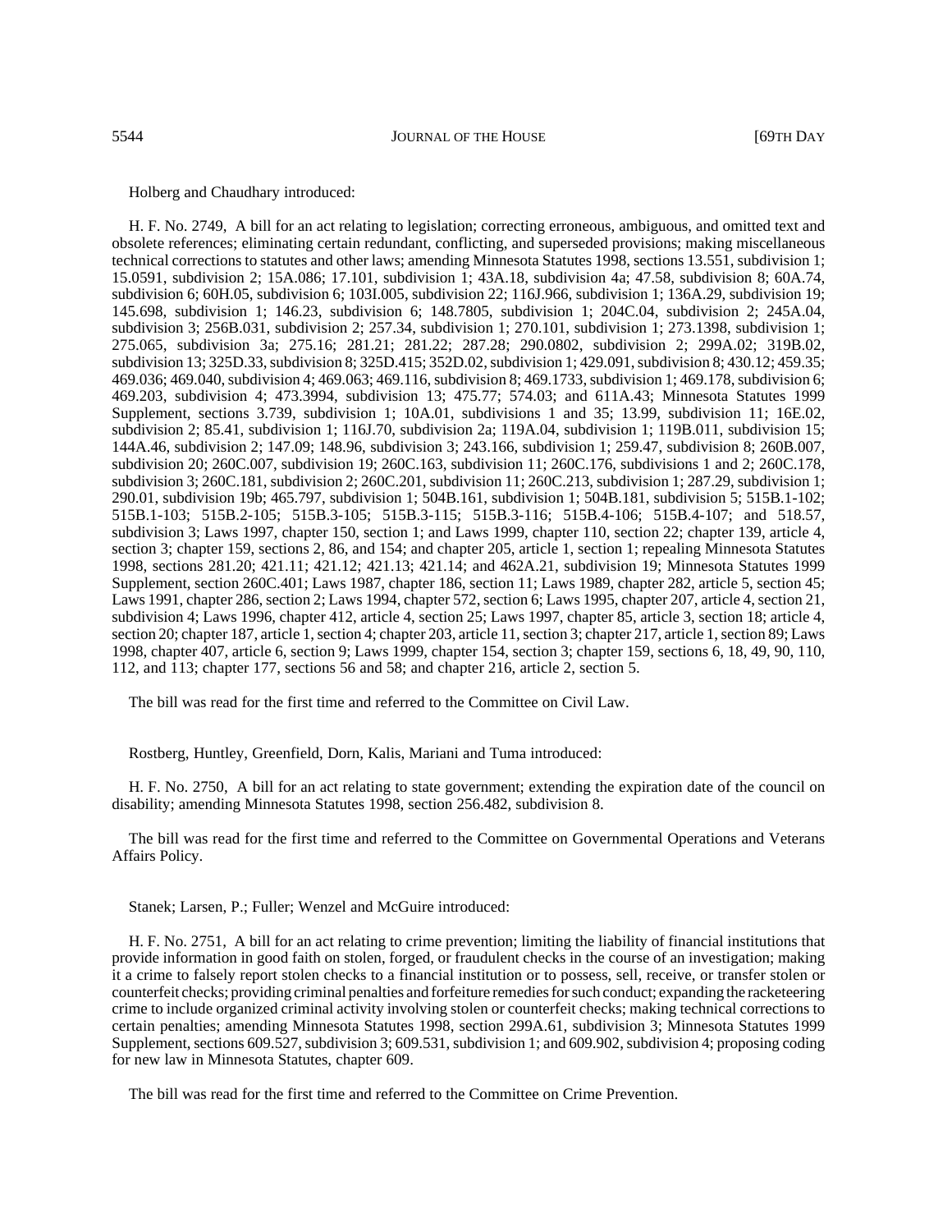Holberg and Chaudhary introduced:

H. F. No. 2749, A bill for an act relating to legislation; correcting erroneous, ambiguous, and omitted text and obsolete references; eliminating certain redundant, conflicting, and superseded provisions; making miscellaneous technical corrections to statutes and other laws; amending Minnesota Statutes 1998, sections 13.551, subdivision 1; 15.0591, subdivision 2; 15A.086; 17.101, subdivision 1; 43A.18, subdivision 4a; 47.58, subdivision 8; 60A.74, subdivision 6; 60H.05, subdivision 6; 103I.005, subdivision 22; 116J.966, subdivision 1; 136A.29, subdivision 19; 145.698, subdivision 1; 146.23, subdivision 6; 148.7805, subdivision 1; 204C.04, subdivision 2; 245A.04, subdivision 3; 256B.031, subdivision 2; 257.34, subdivision 1; 270.101, subdivision 1; 273.1398, subdivision 1; 275.065, subdivision 3a; 275.16; 281.21; 281.22; 287.28; 290.0802, subdivision 2; 299A.02; 319B.02, subdivision 13; 325D.33, subdivision 8; 325D.415; 352D.02, subdivision 1; 429.091, subdivision 8; 430.12; 459.35; 469.036; 469.040, subdivision 4; 469.063; 469.116, subdivision 8; 469.1733, subdivision 1; 469.178, subdivision 6; 469.203, subdivision 4; 473.3994, subdivision 13; 475.77; 574.03; and 611A.43; Minnesota Statutes 1999 Supplement, sections 3.739, subdivision 1; 10A.01, subdivisions 1 and 35; 13.99, subdivision 11; 16E.02, subdivision 2; 85.41, subdivision 1; 116J.70, subdivision 2a; 119A.04, subdivision 1; 119B.011, subdivision 15; 144A.46, subdivision 2; 147.09; 148.96, subdivision 3; 243.166, subdivision 1; 259.47, subdivision 8; 260B.007, subdivision 20; 260C.007, subdivision 19; 260C.163, subdivision 11; 260C.176, subdivisions 1 and 2; 260C.178, subdivision 3; 260C.181, subdivision 2; 260C.201, subdivision 11; 260C.213, subdivision 1; 287.29, subdivision 1; 290.01, subdivision 19b; 465.797, subdivision 1; 504B.161, subdivision 1; 504B.181, subdivision 5; 515B.1-102; 515B.1-103; 515B.2-105; 515B.3-105; 515B.3-115; 515B.3-116; 515B.4-106; 515B.4-107; and 518.57, subdivision 3; Laws 1997, chapter 150, section 1; and Laws 1999, chapter 110, section 22; chapter 139, article 4, section 3; chapter 159, sections 2, 86, and 154; and chapter 205, article 1, section 1; repealing Minnesota Statutes 1998, sections 281.20; 421.11; 421.12; 421.13; 421.14; and 462A.21, subdivision 19; Minnesota Statutes 1999 Supplement, section 260C.401; Laws 1987, chapter 186, section 11; Laws 1989, chapter 282, article 5, section 45; Laws 1991, chapter 286, section 2; Laws 1994, chapter 572, section 6; Laws 1995, chapter 207, article 4, section 21, subdivision 4; Laws 1996, chapter 412, article 4, section 25; Laws 1997, chapter 85, article 3, section 18; article 4, section 20; chapter 187, article 1, section 4; chapter 203, article 11, section 3; chapter 217, article 1, section 89; Laws 1998, chapter 407, article 6, section 9; Laws 1999, chapter 154, section 3; chapter 159, sections 6, 18, 49, 90, 110, 112, and 113; chapter 177, sections 56 and 58; and chapter 216, article 2, section 5.

The bill was read for the first time and referred to the Committee on Civil Law.

Rostberg, Huntley, Greenfield, Dorn, Kalis, Mariani and Tuma introduced:

H. F. No. 2750, A bill for an act relating to state government; extending the expiration date of the council on disability; amending Minnesota Statutes 1998, section 256.482, subdivision 8.

The bill was read for the first time and referred to the Committee on Governmental Operations and Veterans Affairs Policy.

Stanek; Larsen, P.; Fuller; Wenzel and McGuire introduced:

H. F. No. 2751, A bill for an act relating to crime prevention; limiting the liability of financial institutions that provide information in good faith on stolen, forged, or fraudulent checks in the course of an investigation; making it a crime to falsely report stolen checks to a financial institution or to possess, sell, receive, or transfer stolen or counterfeit checks; providing criminal penalties and forfeiture remedies for such conduct; expanding the racketeering crime to include organized criminal activity involving stolen or counterfeit checks; making technical corrections to certain penalties; amending Minnesota Statutes 1998, section 299A.61, subdivision 3; Minnesota Statutes 1999 Supplement, sections 609.527, subdivision 3; 609.531, subdivision 1; and 609.902, subdivision 4; proposing coding for new law in Minnesota Statutes, chapter 609.

The bill was read for the first time and referred to the Committee on Crime Prevention.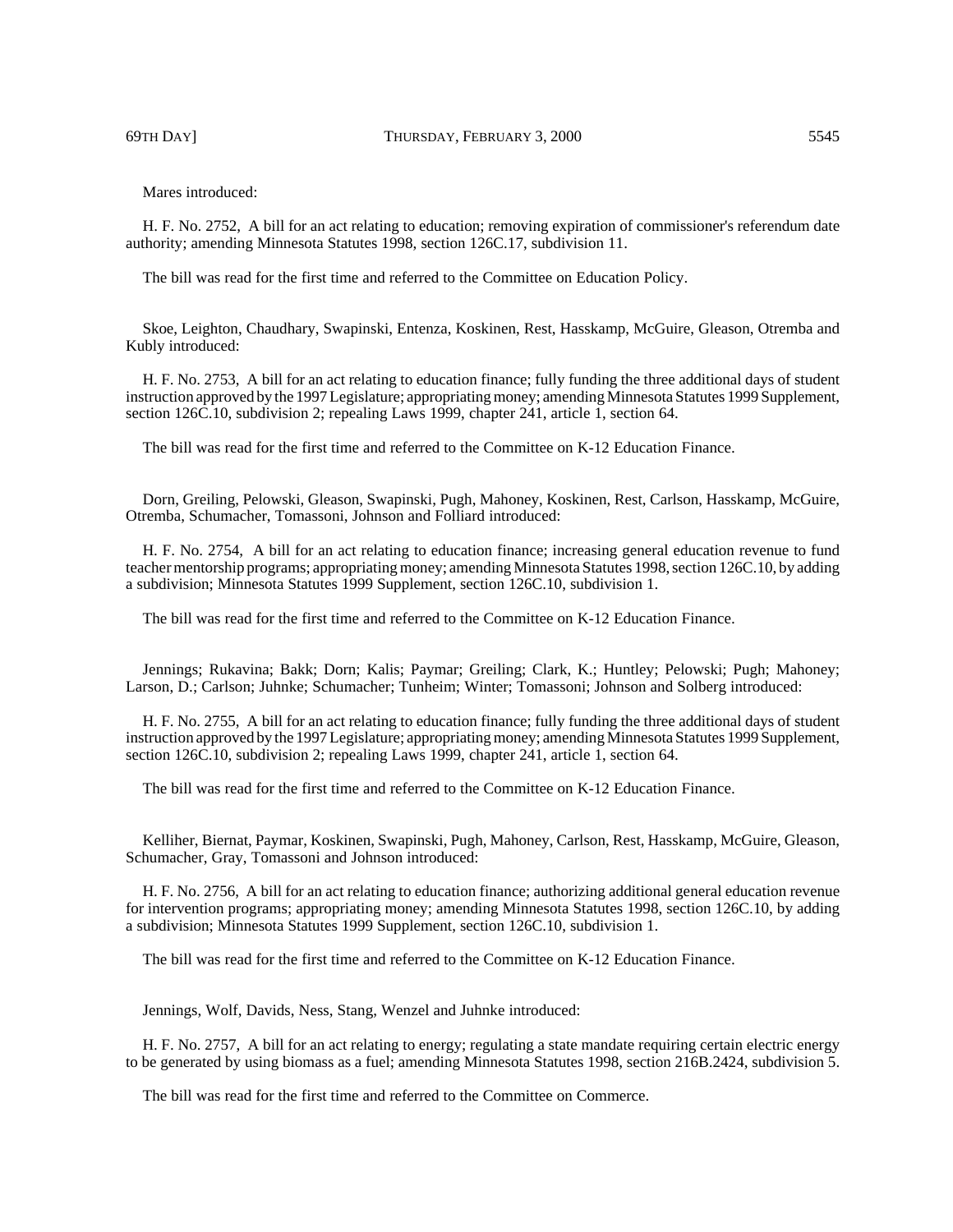Mares introduced:

H. F. No. 2752, A bill for an act relating to education; removing expiration of commissioner's referendum date authority; amending Minnesota Statutes 1998, section 126C.17, subdivision 11.

The bill was read for the first time and referred to the Committee on Education Policy.

Skoe, Leighton, Chaudhary, Swapinski, Entenza, Koskinen, Rest, Hasskamp, McGuire, Gleason, Otremba and Kubly introduced:

H. F. No. 2753, A bill for an act relating to education finance; fully funding the three additional days of student instruction approved by the 1997 Legislature; appropriating money; amending Minnesota Statutes 1999 Supplement, section 126C.10, subdivision 2; repealing Laws 1999, chapter 241, article 1, section 64.

The bill was read for the first time and referred to the Committee on K-12 Education Finance.

Dorn, Greiling, Pelowski, Gleason, Swapinski, Pugh, Mahoney, Koskinen, Rest, Carlson, Hasskamp, McGuire, Otremba, Schumacher, Tomassoni, Johnson and Folliard introduced:

H. F. No. 2754, A bill for an act relating to education finance; increasing general education revenue to fund teacher mentorship programs; appropriating money; amending Minnesota Statutes 1998, section 126C.10, by adding a subdivision; Minnesota Statutes 1999 Supplement, section 126C.10, subdivision 1.

The bill was read for the first time and referred to the Committee on K-12 Education Finance.

Jennings; Rukavina; Bakk; Dorn; Kalis; Paymar; Greiling; Clark, K.; Huntley; Pelowski; Pugh; Mahoney; Larson, D.; Carlson; Juhnke; Schumacher; Tunheim; Winter; Tomassoni; Johnson and Solberg introduced:

H. F. No. 2755, A bill for an act relating to education finance; fully funding the three additional days of student instruction approved by the 1997 Legislature; appropriating money; amending Minnesota Statutes 1999 Supplement, section 126C.10, subdivision 2; repealing Laws 1999, chapter 241, article 1, section 64.

The bill was read for the first time and referred to the Committee on K-12 Education Finance.

Kelliher, Biernat, Paymar, Koskinen, Swapinski, Pugh, Mahoney, Carlson, Rest, Hasskamp, McGuire, Gleason, Schumacher, Gray, Tomassoni and Johnson introduced:

H. F. No. 2756, A bill for an act relating to education finance; authorizing additional general education revenue for intervention programs; appropriating money; amending Minnesota Statutes 1998, section 126C.10, by adding a subdivision; Minnesota Statutes 1999 Supplement, section 126C.10, subdivision 1.

The bill was read for the first time and referred to the Committee on K-12 Education Finance.

Jennings, Wolf, Davids, Ness, Stang, Wenzel and Juhnke introduced:

H. F. No. 2757, A bill for an act relating to energy; regulating a state mandate requiring certain electric energy to be generated by using biomass as a fuel; amending Minnesota Statutes 1998, section 216B.2424, subdivision 5.

The bill was read for the first time and referred to the Committee on Commerce.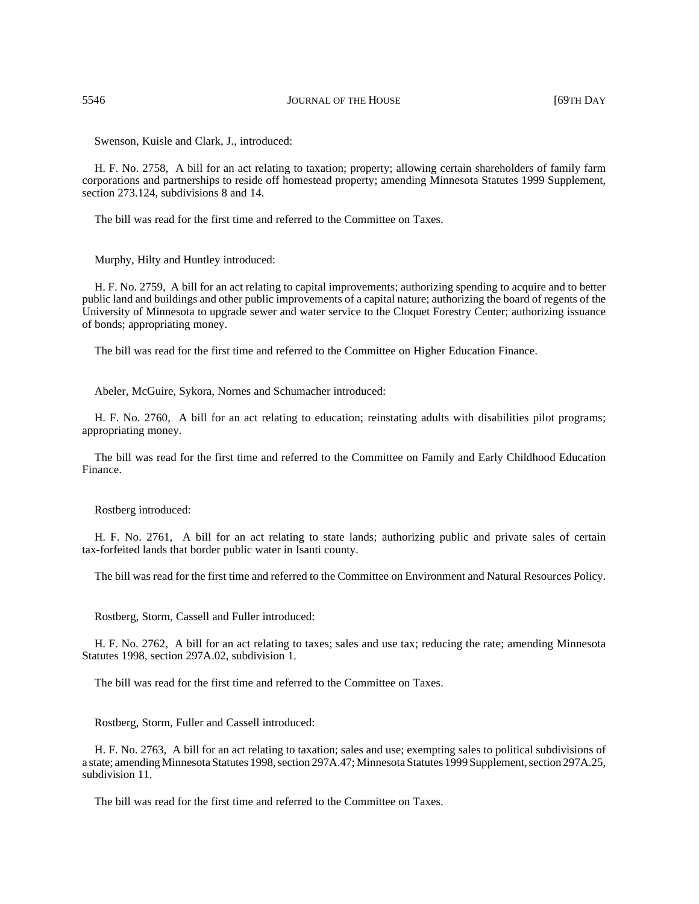Swenson, Kuisle and Clark, J., introduced:

H. F. No. 2758, A bill for an act relating to taxation; property; allowing certain shareholders of family farm corporations and partnerships to reside off homestead property; amending Minnesota Statutes 1999 Supplement, section 273.124, subdivisions 8 and 14.

The bill was read for the first time and referred to the Committee on Taxes.

Murphy, Hilty and Huntley introduced:

H. F. No. 2759, A bill for an act relating to capital improvements; authorizing spending to acquire and to better public land and buildings and other public improvements of a capital nature; authorizing the board of regents of the University of Minnesota to upgrade sewer and water service to the Cloquet Forestry Center; authorizing issuance of bonds; appropriating money.

The bill was read for the first time and referred to the Committee on Higher Education Finance.

Abeler, McGuire, Sykora, Nornes and Schumacher introduced:

H. F. No. 2760, A bill for an act relating to education; reinstating adults with disabilities pilot programs; appropriating money.

The bill was read for the first time and referred to the Committee on Family and Early Childhood Education Finance.

Rostberg introduced:

H. F. No. 2761, A bill for an act relating to state lands; authorizing public and private sales of certain tax-forfeited lands that border public water in Isanti county.

The bill was read for the first time and referred to the Committee on Environment and Natural Resources Policy.

Rostberg, Storm, Cassell and Fuller introduced:

H. F. No. 2762, A bill for an act relating to taxes; sales and use tax; reducing the rate; amending Minnesota Statutes 1998, section 297A.02, subdivision 1.

The bill was read for the first time and referred to the Committee on Taxes.

Rostberg, Storm, Fuller and Cassell introduced:

H. F. No. 2763, A bill for an act relating to taxation; sales and use; exempting sales to political subdivisions of a state; amending Minnesota Statutes 1998, section 297A.47; Minnesota Statutes 1999 Supplement, section 297A.25, subdivision 11.

The bill was read for the first time and referred to the Committee on Taxes.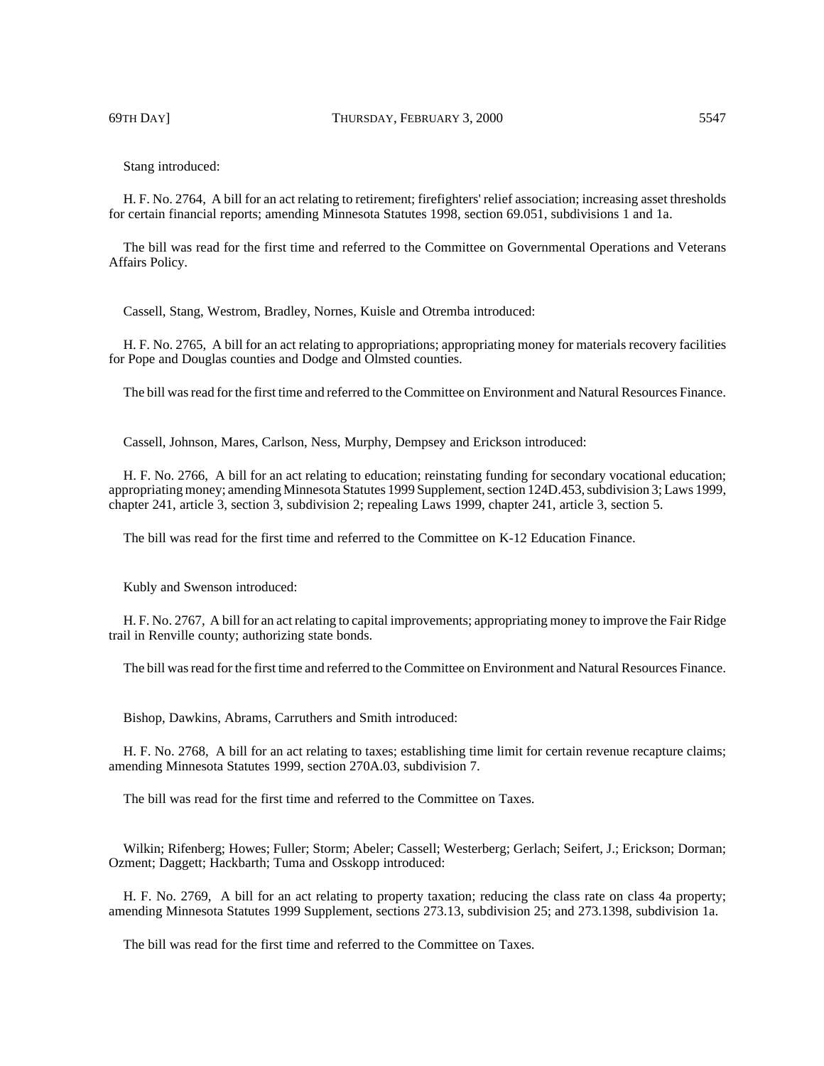Stang introduced:

H. F. No. 2764, A bill for an act relating to retirement; firefighters' relief association; increasing asset thresholds for certain financial reports; amending Minnesota Statutes 1998, section 69.051, subdivisions 1 and 1a.

The bill was read for the first time and referred to the Committee on Governmental Operations and Veterans Affairs Policy.

Cassell, Stang, Westrom, Bradley, Nornes, Kuisle and Otremba introduced:

H. F. No. 2765, A bill for an act relating to appropriations; appropriating money for materials recovery facilities for Pope and Douglas counties and Dodge and Olmsted counties.

The bill was read for the first time and referred to the Committee on Environment and Natural Resources Finance.

Cassell, Johnson, Mares, Carlson, Ness, Murphy, Dempsey and Erickson introduced:

H. F. No. 2766, A bill for an act relating to education; reinstating funding for secondary vocational education; appropriating money; amending Minnesota Statutes 1999 Supplement, section 124D.453, subdivision 3; Laws 1999, chapter 241, article 3, section 3, subdivision 2; repealing Laws 1999, chapter 241, article 3, section 5.

The bill was read for the first time and referred to the Committee on K-12 Education Finance.

Kubly and Swenson introduced:

H. F. No. 2767, A bill for an act relating to capital improvements; appropriating money to improve the Fair Ridge trail in Renville county; authorizing state bonds.

The bill was read for the first time and referred to the Committee on Environment and Natural Resources Finance.

Bishop, Dawkins, Abrams, Carruthers and Smith introduced:

H. F. No. 2768, A bill for an act relating to taxes; establishing time limit for certain revenue recapture claims; amending Minnesota Statutes 1999, section 270A.03, subdivision 7.

The bill was read for the first time and referred to the Committee on Taxes.

Wilkin; Rifenberg; Howes; Fuller; Storm; Abeler; Cassell; Westerberg; Gerlach; Seifert, J.; Erickson; Dorman; Ozment; Daggett; Hackbarth; Tuma and Osskopp introduced:

H. F. No. 2769, A bill for an act relating to property taxation; reducing the class rate on class 4a property; amending Minnesota Statutes 1999 Supplement, sections 273.13, subdivision 25; and 273.1398, subdivision 1a.

The bill was read for the first time and referred to the Committee on Taxes.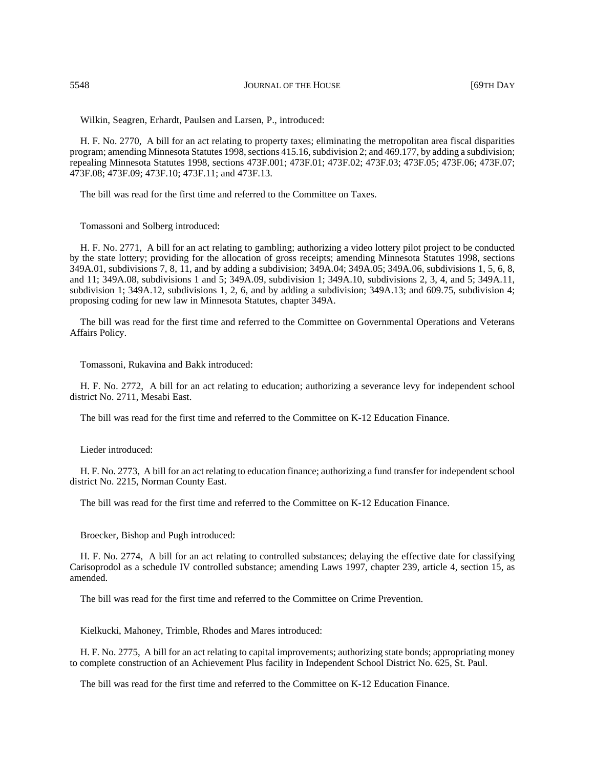Wilkin, Seagren, Erhardt, Paulsen and Larsen, P., introduced:

H. F. No. 2770, A bill for an act relating to property taxes; eliminating the metropolitan area fiscal disparities program; amending Minnesota Statutes 1998, sections 415.16, subdivision 2; and 469.177, by adding a subdivision; repealing Minnesota Statutes 1998, sections 473F.001; 473F.01; 473F.02; 473F.03; 473F.05; 473F.06; 473F.07; 473F.08; 473F.09; 473F.10; 473F.11; and 473F.13.

The bill was read for the first time and referred to the Committee on Taxes.

Tomassoni and Solberg introduced:

H. F. No. 2771, A bill for an act relating to gambling; authorizing a video lottery pilot project to be conducted by the state lottery; providing for the allocation of gross receipts; amending Minnesota Statutes 1998, sections 349A.01, subdivisions 7, 8, 11, and by adding a subdivision; 349A.04; 349A.05; 349A.06, subdivisions 1, 5, 6, 8, and 11; 349A.08, subdivisions 1 and 5; 349A.09, subdivision 1; 349A.10, subdivisions 2, 3, 4, and 5; 349A.11, subdivision 1; 349A.12, subdivisions 1, 2, 6, and by adding a subdivision; 349A.13; and 609.75, subdivision 4; proposing coding for new law in Minnesota Statutes, chapter 349A.

The bill was read for the first time and referred to the Committee on Governmental Operations and Veterans Affairs Policy.

Tomassoni, Rukavina and Bakk introduced:

H. F. No. 2772, A bill for an act relating to education; authorizing a severance levy for independent school district No. 2711, Mesabi East.

The bill was read for the first time and referred to the Committee on K-12 Education Finance.

Lieder introduced:

H. F. No. 2773, A bill for an act relating to education finance; authorizing a fund transfer for independent school district No. 2215, Norman County East.

The bill was read for the first time and referred to the Committee on K-12 Education Finance.

Broecker, Bishop and Pugh introduced:

H. F. No. 2774, A bill for an act relating to controlled substances; delaying the effective date for classifying Carisoprodol as a schedule IV controlled substance; amending Laws 1997, chapter 239, article 4, section 15, as amended.

The bill was read for the first time and referred to the Committee on Crime Prevention.

Kielkucki, Mahoney, Trimble, Rhodes and Mares introduced:

H. F. No. 2775, A bill for an act relating to capital improvements; authorizing state bonds; appropriating money to complete construction of an Achievement Plus facility in Independent School District No. 625, St. Paul.

The bill was read for the first time and referred to the Committee on K-12 Education Finance.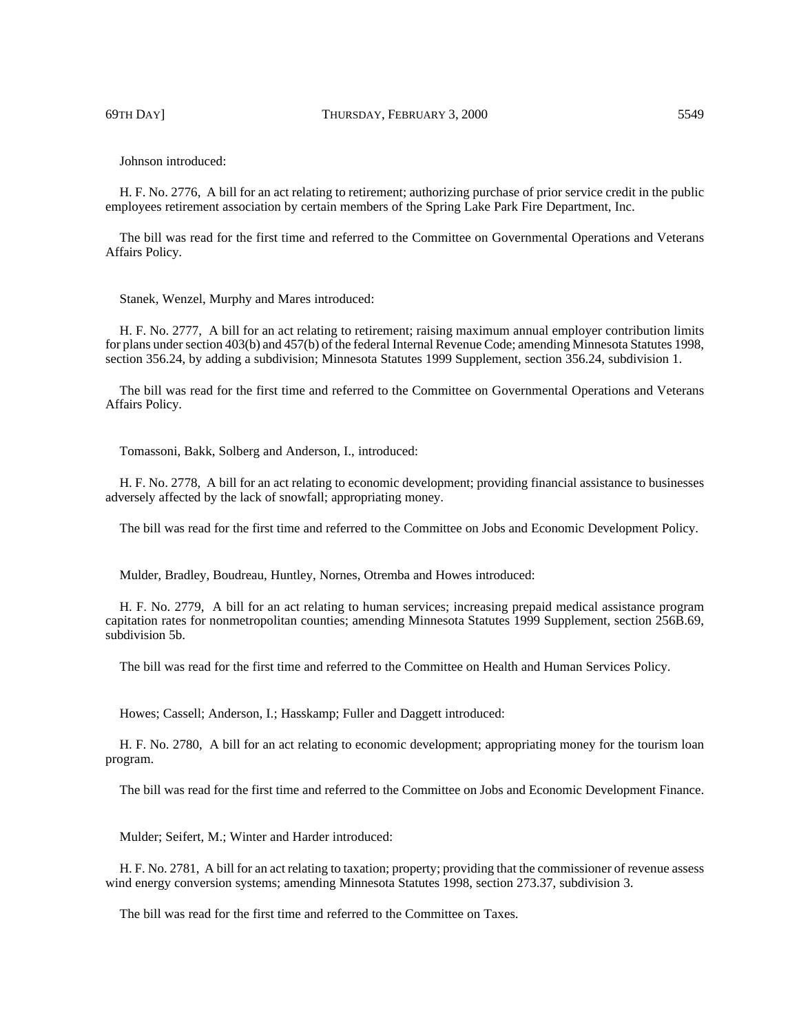Johnson introduced:

H. F. No. 2776, A bill for an act relating to retirement; authorizing purchase of prior service credit in the public employees retirement association by certain members of the Spring Lake Park Fire Department, Inc.

The bill was read for the first time and referred to the Committee on Governmental Operations and Veterans Affairs Policy.

Stanek, Wenzel, Murphy and Mares introduced:

H. F. No. 2777, A bill for an act relating to retirement; raising maximum annual employer contribution limits for plans under section 403(b) and 457(b) of the federal Internal Revenue Code; amending Minnesota Statutes 1998, section 356.24, by adding a subdivision; Minnesota Statutes 1999 Supplement, section 356.24, subdivision 1.

The bill was read for the first time and referred to the Committee on Governmental Operations and Veterans Affairs Policy.

Tomassoni, Bakk, Solberg and Anderson, I., introduced:

H. F. No. 2778, A bill for an act relating to economic development; providing financial assistance to businesses adversely affected by the lack of snowfall; appropriating money.

The bill was read for the first time and referred to the Committee on Jobs and Economic Development Policy.

Mulder, Bradley, Boudreau, Huntley, Nornes, Otremba and Howes introduced:

H. F. No. 2779, A bill for an act relating to human services; increasing prepaid medical assistance program capitation rates for nonmetropolitan counties; amending Minnesota Statutes 1999 Supplement, section 256B.69, subdivision 5b.

The bill was read for the first time and referred to the Committee on Health and Human Services Policy.

Howes; Cassell; Anderson, I.; Hasskamp; Fuller and Daggett introduced:

H. F. No. 2780, A bill for an act relating to economic development; appropriating money for the tourism loan program.

The bill was read for the first time and referred to the Committee on Jobs and Economic Development Finance.

Mulder; Seifert, M.; Winter and Harder introduced:

H. F. No. 2781, A bill for an act relating to taxation; property; providing that the commissioner of revenue assess wind energy conversion systems; amending Minnesota Statutes 1998, section 273.37, subdivision 3.

The bill was read for the first time and referred to the Committee on Taxes.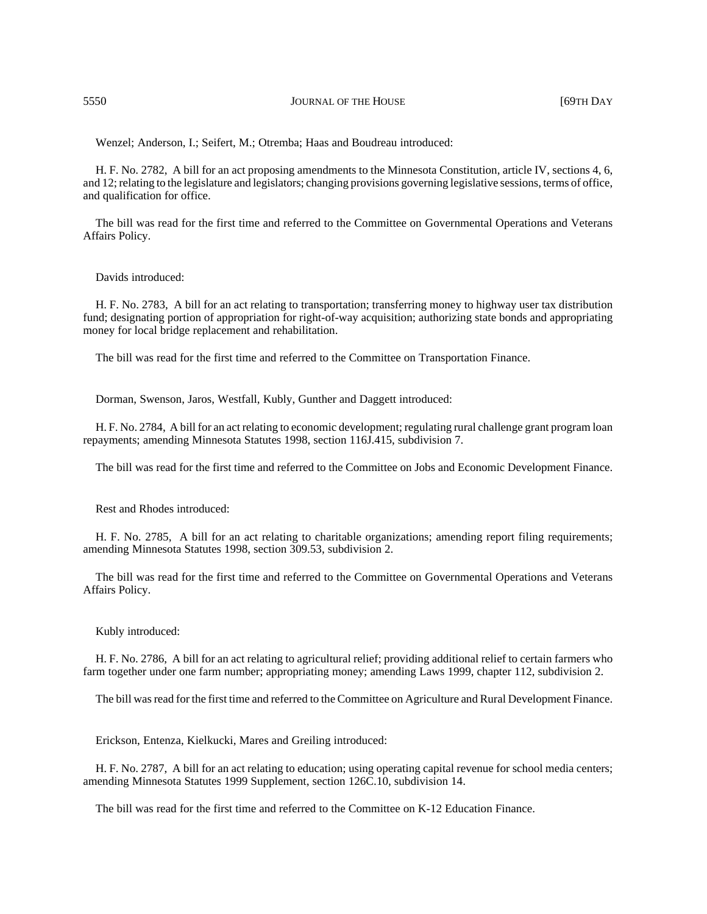Wenzel; Anderson, I.; Seifert, M.; Otremba; Haas and Boudreau introduced:

H. F. No. 2782, A bill for an act proposing amendments to the Minnesota Constitution, article IV, sections 4, 6, and 12; relating to the legislature and legislators; changing provisions governing legislative sessions, terms of office, and qualification for office.

The bill was read for the first time and referred to the Committee on Governmental Operations and Veterans Affairs Policy.

Davids introduced:

H. F. No. 2783, A bill for an act relating to transportation; transferring money to highway user tax distribution fund; designating portion of appropriation for right-of-way acquisition; authorizing state bonds and appropriating money for local bridge replacement and rehabilitation.

The bill was read for the first time and referred to the Committee on Transportation Finance.

Dorman, Swenson, Jaros, Westfall, Kubly, Gunther and Daggett introduced:

H. F. No. 2784, A bill for an act relating to economic development; regulating rural challenge grant program loan repayments; amending Minnesota Statutes 1998, section 116J.415, subdivision 7.

The bill was read for the first time and referred to the Committee on Jobs and Economic Development Finance.

Rest and Rhodes introduced:

H. F. No. 2785, A bill for an act relating to charitable organizations; amending report filing requirements; amending Minnesota Statutes 1998, section 309.53, subdivision 2.

The bill was read for the first time and referred to the Committee on Governmental Operations and Veterans Affairs Policy.

Kubly introduced:

H. F. No. 2786, A bill for an act relating to agricultural relief; providing additional relief to certain farmers who farm together under one farm number; appropriating money; amending Laws 1999, chapter 112, subdivision 2.

The bill was read for the first time and referred to the Committee on Agriculture and Rural Development Finance.

Erickson, Entenza, Kielkucki, Mares and Greiling introduced:

H. F. No. 2787, A bill for an act relating to education; using operating capital revenue for school media centers; amending Minnesota Statutes 1999 Supplement, section 126C.10, subdivision 14.

The bill was read for the first time and referred to the Committee on K-12 Education Finance.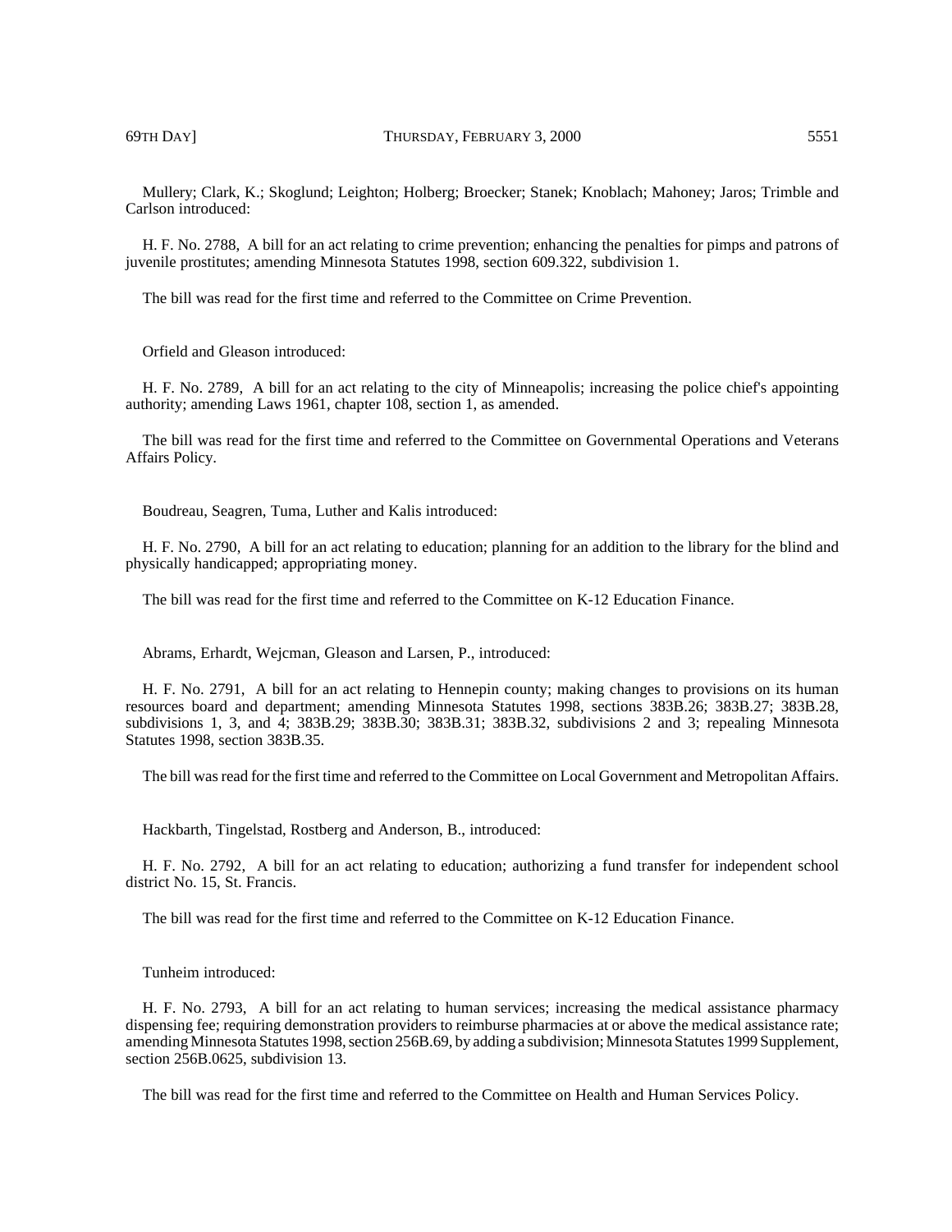Mullery; Clark, K.; Skoglund; Leighton; Holberg; Broecker; Stanek; Knoblach; Mahoney; Jaros; Trimble and Carlson introduced:

H. F. No. 2788, A bill for an act relating to crime prevention; enhancing the penalties for pimps and patrons of juvenile prostitutes; amending Minnesota Statutes 1998, section 609.322, subdivision 1.

The bill was read for the first time and referred to the Committee on Crime Prevention.

Orfield and Gleason introduced:

H. F. No. 2789, A bill for an act relating to the city of Minneapolis; increasing the police chief's appointing authority; amending Laws 1961, chapter 108, section 1, as amended.

The bill was read for the first time and referred to the Committee on Governmental Operations and Veterans Affairs Policy.

Boudreau, Seagren, Tuma, Luther and Kalis introduced:

H. F. No. 2790, A bill for an act relating to education; planning for an addition to the library for the blind and physically handicapped; appropriating money.

The bill was read for the first time and referred to the Committee on K-12 Education Finance.

Abrams, Erhardt, Wejcman, Gleason and Larsen, P., introduced:

H. F. No. 2791, A bill for an act relating to Hennepin county; making changes to provisions on its human resources board and department; amending Minnesota Statutes 1998, sections 383B.26; 383B.27; 383B.28, subdivisions 1, 3, and 4; 383B.29; 383B.30; 383B.31; 383B.32, subdivisions 2 and 3; repealing Minnesota Statutes 1998, section 383B.35.

The bill was read for the first time and referred to the Committee on Local Government and Metropolitan Affairs.

Hackbarth, Tingelstad, Rostberg and Anderson, B., introduced:

H. F. No. 2792, A bill for an act relating to education; authorizing a fund transfer for independent school district No. 15, St. Francis.

The bill was read for the first time and referred to the Committee on K-12 Education Finance.

Tunheim introduced:

H. F. No. 2793, A bill for an act relating to human services; increasing the medical assistance pharmacy dispensing fee; requiring demonstration providers to reimburse pharmacies at or above the medical assistance rate; amending Minnesota Statutes 1998, section 256B.69, by adding a subdivision; Minnesota Statutes 1999 Supplement, section 256B.0625, subdivision 13.

The bill was read for the first time and referred to the Committee on Health and Human Services Policy.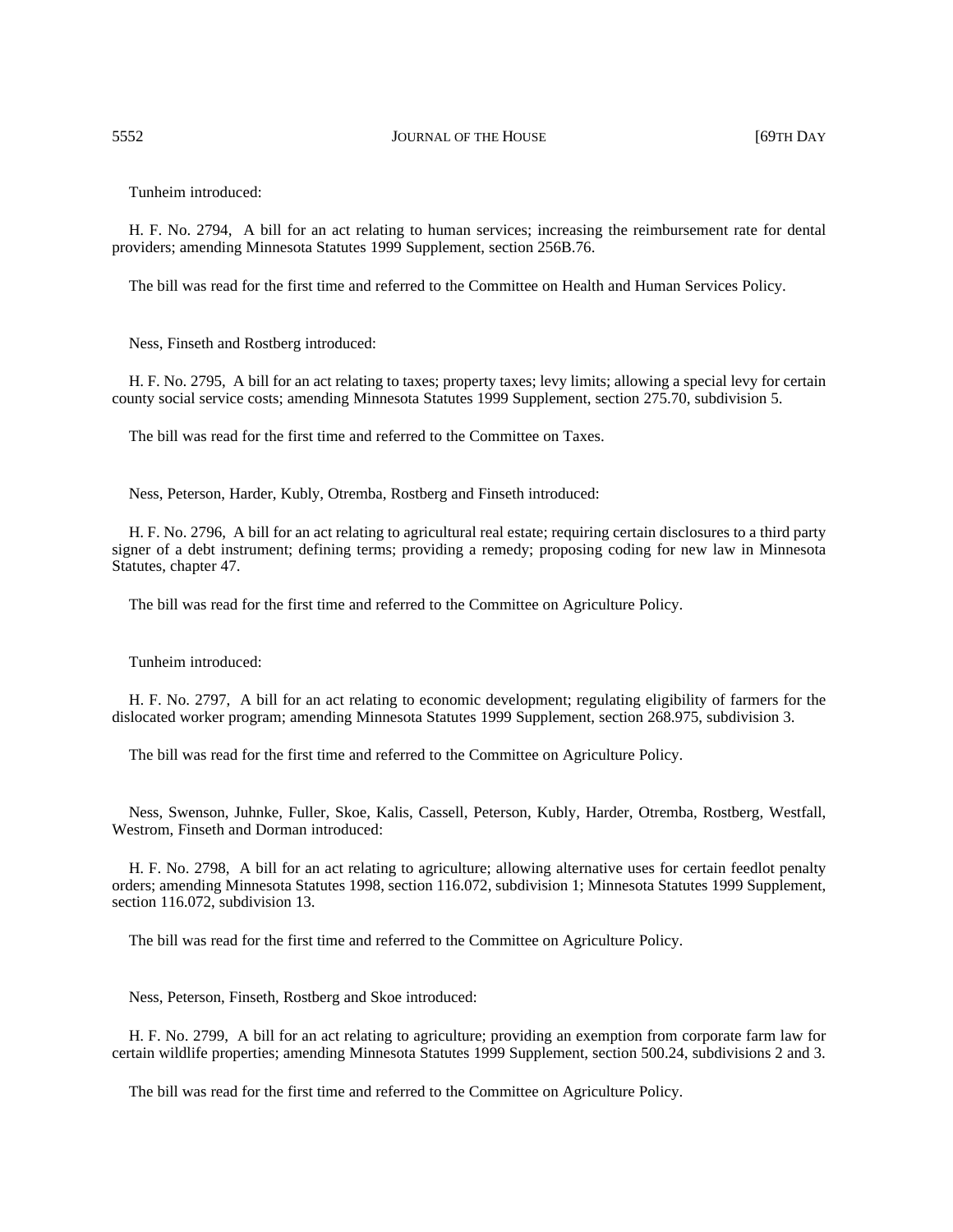Tunheim introduced:

H. F. No. 2794, A bill for an act relating to human services; increasing the reimbursement rate for dental providers; amending Minnesota Statutes 1999 Supplement, section 256B.76.

The bill was read for the first time and referred to the Committee on Health and Human Services Policy.

Ness, Finseth and Rostberg introduced:

H. F. No. 2795, A bill for an act relating to taxes; property taxes; levy limits; allowing a special levy for certain county social service costs; amending Minnesota Statutes 1999 Supplement, section 275.70, subdivision 5.

The bill was read for the first time and referred to the Committee on Taxes.

Ness, Peterson, Harder, Kubly, Otremba, Rostberg and Finseth introduced:

H. F. No. 2796, A bill for an act relating to agricultural real estate; requiring certain disclosures to a third party signer of a debt instrument; defining terms; providing a remedy; proposing coding for new law in Minnesota Statutes, chapter 47.

The bill was read for the first time and referred to the Committee on Agriculture Policy.

Tunheim introduced:

H. F. No. 2797, A bill for an act relating to economic development; regulating eligibility of farmers for the dislocated worker program; amending Minnesota Statutes 1999 Supplement, section 268.975, subdivision 3.

The bill was read for the first time and referred to the Committee on Agriculture Policy.

Ness, Swenson, Juhnke, Fuller, Skoe, Kalis, Cassell, Peterson, Kubly, Harder, Otremba, Rostberg, Westfall, Westrom, Finseth and Dorman introduced:

H. F. No. 2798, A bill for an act relating to agriculture; allowing alternative uses for certain feedlot penalty orders; amending Minnesota Statutes 1998, section 116.072, subdivision 1; Minnesota Statutes 1999 Supplement, section 116.072, subdivision 13.

The bill was read for the first time and referred to the Committee on Agriculture Policy.

Ness, Peterson, Finseth, Rostberg and Skoe introduced:

H. F. No. 2799, A bill for an act relating to agriculture; providing an exemption from corporate farm law for certain wildlife properties; amending Minnesota Statutes 1999 Supplement, section 500.24, subdivisions 2 and 3.

The bill was read for the first time and referred to the Committee on Agriculture Policy.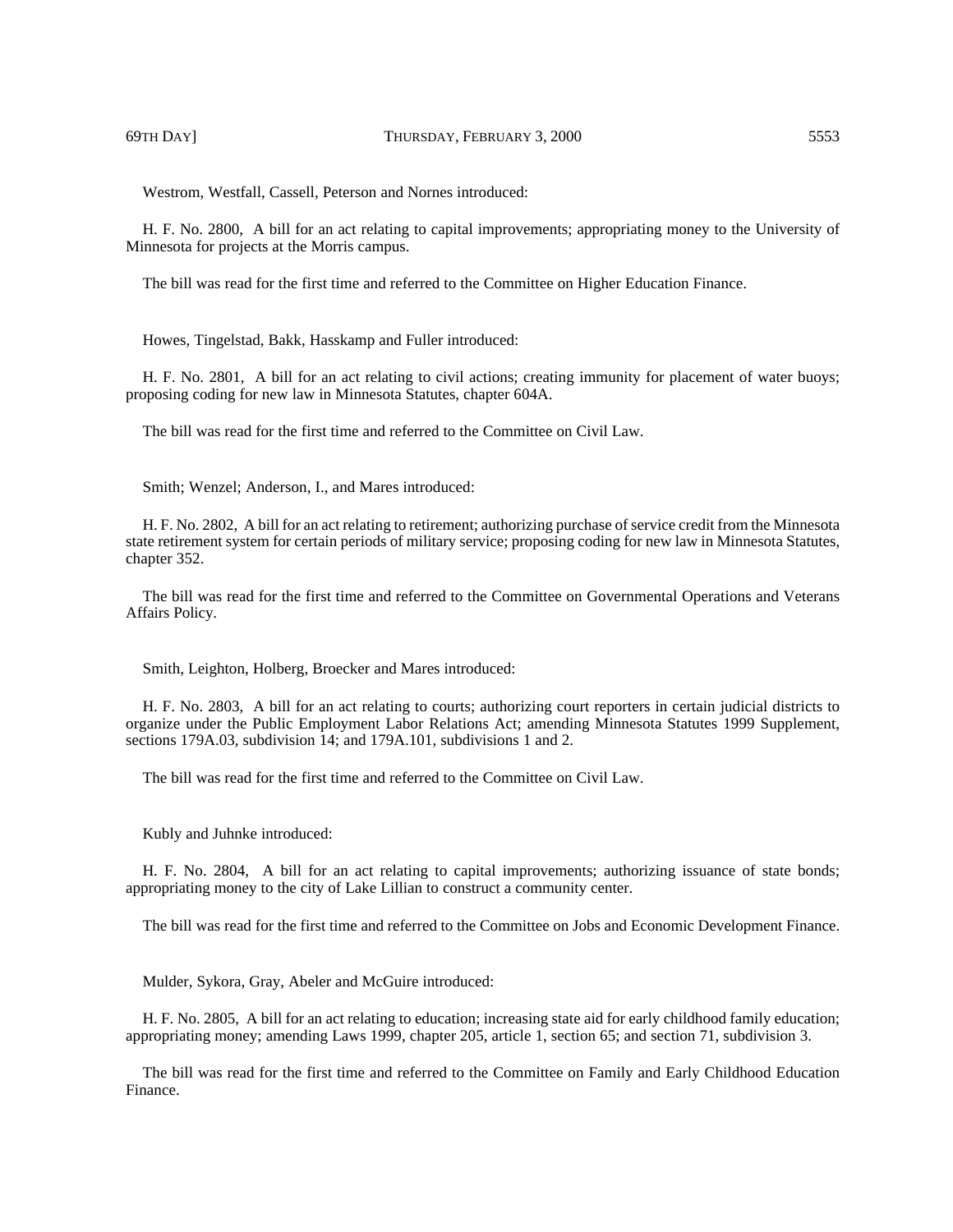Westrom, Westfall, Cassell, Peterson and Nornes introduced:

H. F. No. 2800, A bill for an act relating to capital improvements; appropriating money to the University of Minnesota for projects at the Morris campus.

The bill was read for the first time and referred to the Committee on Higher Education Finance.

Howes, Tingelstad, Bakk, Hasskamp and Fuller introduced:

H. F. No. 2801, A bill for an act relating to civil actions; creating immunity for placement of water buoys; proposing coding for new law in Minnesota Statutes, chapter 604A.

The bill was read for the first time and referred to the Committee on Civil Law.

Smith; Wenzel; Anderson, I., and Mares introduced:

H. F. No. 2802, A bill for an act relating to retirement; authorizing purchase of service credit from the Minnesota state retirement system for certain periods of military service; proposing coding for new law in Minnesota Statutes, chapter 352.

The bill was read for the first time and referred to the Committee on Governmental Operations and Veterans Affairs Policy.

Smith, Leighton, Holberg, Broecker and Mares introduced:

H. F. No. 2803, A bill for an act relating to courts; authorizing court reporters in certain judicial districts to organize under the Public Employment Labor Relations Act; amending Minnesota Statutes 1999 Supplement, sections 179A.03, subdivision 14; and 179A.101, subdivisions 1 and 2.

The bill was read for the first time and referred to the Committee on Civil Law.

Kubly and Juhnke introduced:

H. F. No. 2804, A bill for an act relating to capital improvements; authorizing issuance of state bonds; appropriating money to the city of Lake Lillian to construct a community center.

The bill was read for the first time and referred to the Committee on Jobs and Economic Development Finance.

Mulder, Sykora, Gray, Abeler and McGuire introduced:

H. F. No. 2805, A bill for an act relating to education; increasing state aid for early childhood family education; appropriating money; amending Laws 1999, chapter 205, article 1, section 65; and section 71, subdivision 3.

The bill was read for the first time and referred to the Committee on Family and Early Childhood Education Finance.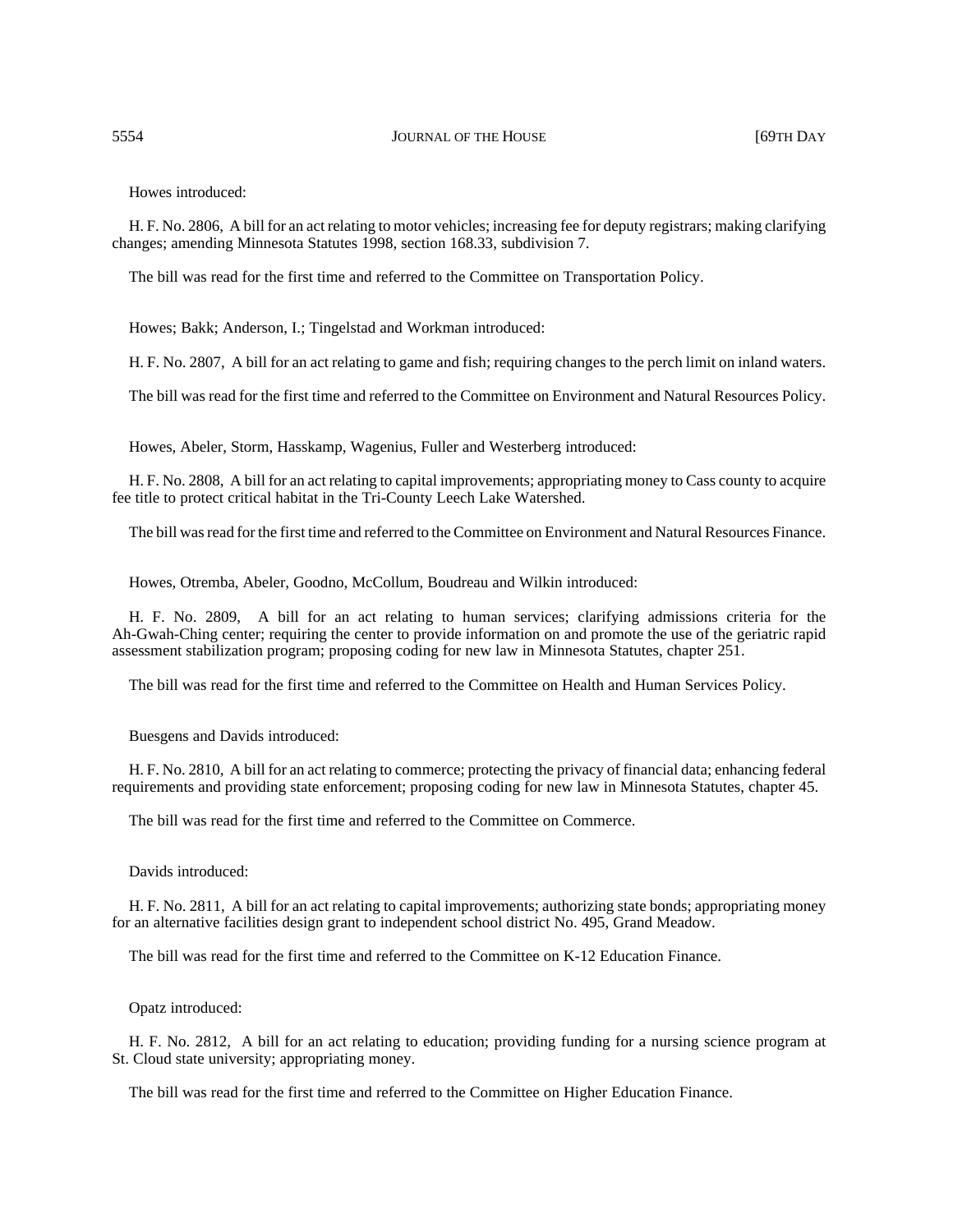Howes introduced:

H. F. No. 2806, A bill for an act relating to motor vehicles; increasing fee for deputy registrars; making clarifying changes; amending Minnesota Statutes 1998, section 168.33, subdivision 7.

The bill was read for the first time and referred to the Committee on Transportation Policy.

Howes; Bakk; Anderson, I.; Tingelstad and Workman introduced:

H. F. No. 2807, A bill for an act relating to game and fish; requiring changes to the perch limit on inland waters.

The bill was read for the first time and referred to the Committee on Environment and Natural Resources Policy.

Howes, Abeler, Storm, Hasskamp, Wagenius, Fuller and Westerberg introduced:

H. F. No. 2808, A bill for an act relating to capital improvements; appropriating money to Cass county to acquire fee title to protect critical habitat in the Tri-County Leech Lake Watershed.

The bill was read for the first time and referred to the Committee on Environment and Natural Resources Finance.

Howes, Otremba, Abeler, Goodno, McCollum, Boudreau and Wilkin introduced:

H. F. No. 2809, A bill for an act relating to human services; clarifying admissions criteria for the Ah-Gwah-Ching center; requiring the center to provide information on and promote the use of the geriatric rapid assessment stabilization program; proposing coding for new law in Minnesota Statutes, chapter 251.

The bill was read for the first time and referred to the Committee on Health and Human Services Policy.

Buesgens and Davids introduced:

H. F. No. 2810, A bill for an act relating to commerce; protecting the privacy of financial data; enhancing federal requirements and providing state enforcement; proposing coding for new law in Minnesota Statutes, chapter 45.

The bill was read for the first time and referred to the Committee on Commerce.

Davids introduced:

H. F. No. 2811, A bill for an act relating to capital improvements; authorizing state bonds; appropriating money for an alternative facilities design grant to independent school district No. 495, Grand Meadow.

The bill was read for the first time and referred to the Committee on K-12 Education Finance.

Opatz introduced:

H. F. No. 2812, A bill for an act relating to education; providing funding for a nursing science program at St. Cloud state university; appropriating money.

The bill was read for the first time and referred to the Committee on Higher Education Finance.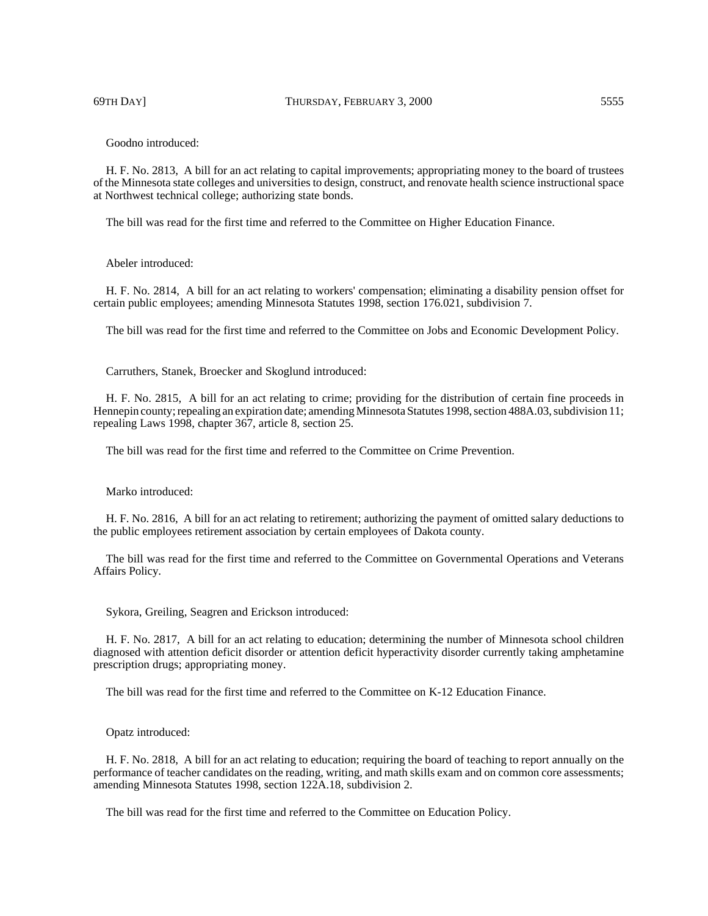Goodno introduced:

H. F. No. 2813, A bill for an act relating to capital improvements; appropriating money to the board of trustees of the Minnesota state colleges and universities to design, construct, and renovate health science instructional space at Northwest technical college; authorizing state bonds.

The bill was read for the first time and referred to the Committee on Higher Education Finance.

Abeler introduced:

H. F. No. 2814, A bill for an act relating to workers' compensation; eliminating a disability pension offset for certain public employees; amending Minnesota Statutes 1998, section 176.021, subdivision 7.

The bill was read for the first time and referred to the Committee on Jobs and Economic Development Policy.

Carruthers, Stanek, Broecker and Skoglund introduced:

H. F. No. 2815, A bill for an act relating to crime; providing for the distribution of certain fine proceeds in Hennepin county; repealing an expiration date; amending Minnesota Statutes 1998, section 488A.03, subdivision 11; repealing Laws 1998, chapter 367, article 8, section 25.

The bill was read for the first time and referred to the Committee on Crime Prevention.

Marko introduced:

H. F. No. 2816, A bill for an act relating to retirement; authorizing the payment of omitted salary deductions to the public employees retirement association by certain employees of Dakota county.

The bill was read for the first time and referred to the Committee on Governmental Operations and Veterans Affairs Policy.

Sykora, Greiling, Seagren and Erickson introduced:

H. F. No. 2817, A bill for an act relating to education; determining the number of Minnesota school children diagnosed with attention deficit disorder or attention deficit hyperactivity disorder currently taking amphetamine prescription drugs; appropriating money.

The bill was read for the first time and referred to the Committee on K-12 Education Finance.

Opatz introduced:

H. F. No. 2818, A bill for an act relating to education; requiring the board of teaching to report annually on the performance of teacher candidates on the reading, writing, and math skills exam and on common core assessments; amending Minnesota Statutes 1998, section 122A.18, subdivision 2.

The bill was read for the first time and referred to the Committee on Education Policy.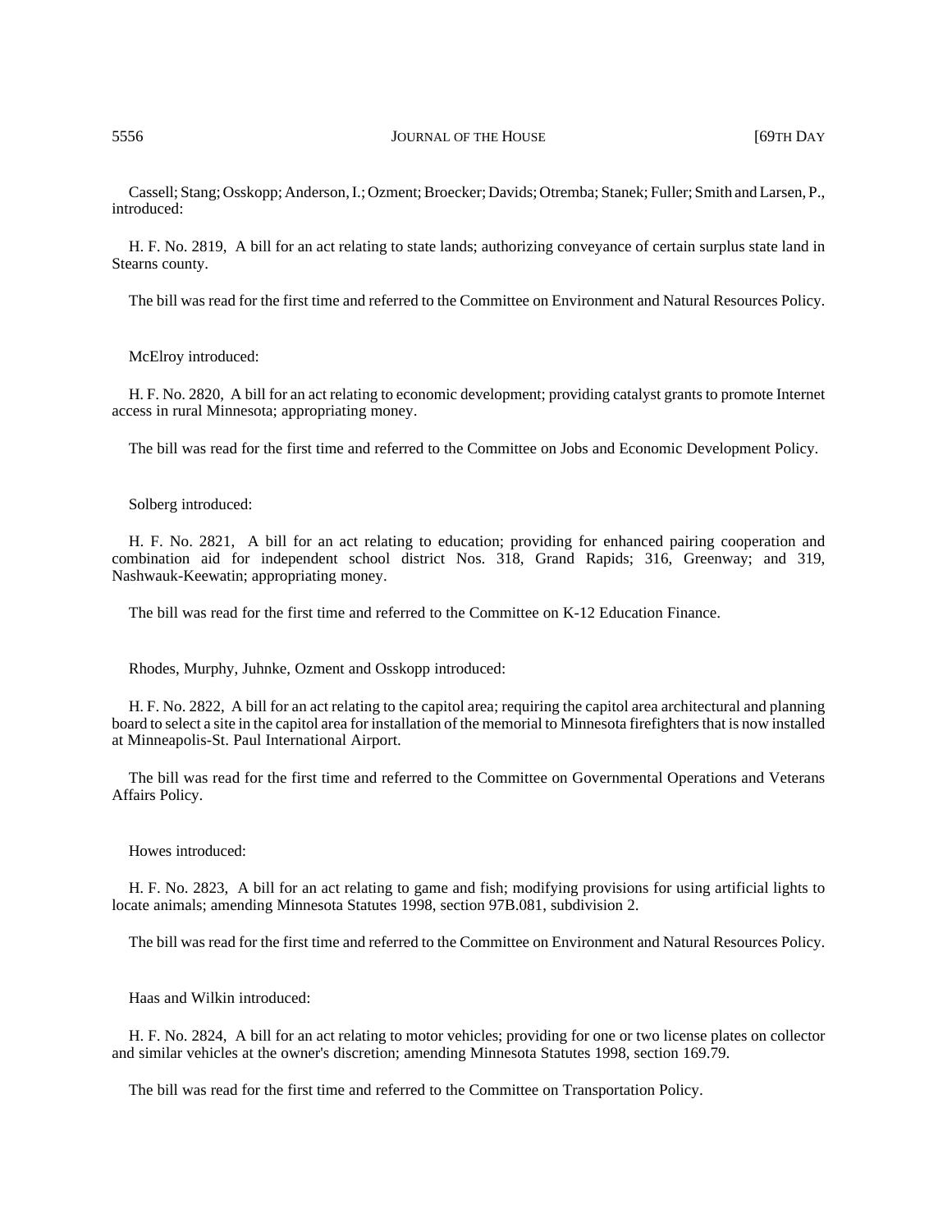Cassell; Stang; Osskopp; Anderson, I.; Ozment; Broecker; Davids; Otremba; Stanek; Fuller; Smith and Larsen, P., introduced:

H. F. No. 2819, A bill for an act relating to state lands; authorizing conveyance of certain surplus state land in Stearns county.

The bill was read for the first time and referred to the Committee on Environment and Natural Resources Policy.

McElroy introduced:

H. F. No. 2820, A bill for an act relating to economic development; providing catalyst grants to promote Internet access in rural Minnesota; appropriating money.

The bill was read for the first time and referred to the Committee on Jobs and Economic Development Policy.

Solberg introduced:

H. F. No. 2821, A bill for an act relating to education; providing for enhanced pairing cooperation and combination aid for independent school district Nos. 318, Grand Rapids; 316, Greenway; and 319, Nashwauk-Keewatin; appropriating money.

The bill was read for the first time and referred to the Committee on K-12 Education Finance.

Rhodes, Murphy, Juhnke, Ozment and Osskopp introduced:

H. F. No. 2822, A bill for an act relating to the capitol area; requiring the capitol area architectural and planning board to select a site in the capitol area for installation of the memorial to Minnesota firefighters that is now installed at Minneapolis-St. Paul International Airport.

The bill was read for the first time and referred to the Committee on Governmental Operations and Veterans Affairs Policy.

Howes introduced:

H. F. No. 2823, A bill for an act relating to game and fish; modifying provisions for using artificial lights to locate animals; amending Minnesota Statutes 1998, section 97B.081, subdivision 2.

The bill was read for the first time and referred to the Committee on Environment and Natural Resources Policy.

Haas and Wilkin introduced:

H. F. No. 2824, A bill for an act relating to motor vehicles; providing for one or two license plates on collector and similar vehicles at the owner's discretion; amending Minnesota Statutes 1998, section 169.79.

The bill was read for the first time and referred to the Committee on Transportation Policy.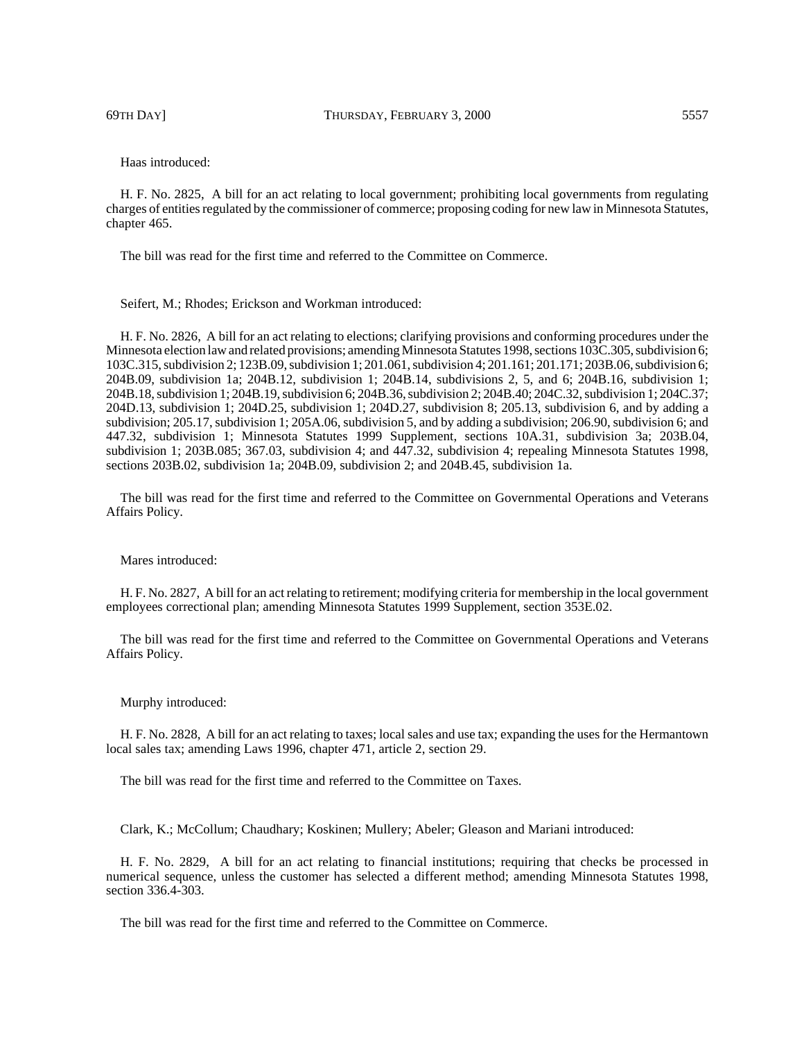Haas introduced:

H. F. No. 2825, A bill for an act relating to local government; prohibiting local governments from regulating charges of entities regulated by the commissioner of commerce; proposing coding for new law in Minnesota Statutes, chapter 465.

The bill was read for the first time and referred to the Committee on Commerce.

Seifert, M.; Rhodes; Erickson and Workman introduced:

H. F. No. 2826, A bill for an act relating to elections; clarifying provisions and conforming procedures under the Minnesota election law and related provisions; amending Minnesota Statutes 1998, sections 103C.305, subdivision 6; 103C.315, subdivision 2; 123B.09, subdivision 1; 201.061, subdivision 4; 201.161; 201.171; 203B.06, subdivision 6; 204B.09, subdivision 1a; 204B.12, subdivision 1; 204B.14, subdivisions 2, 5, and 6; 204B.16, subdivision 1; 204B.18, subdivision 1; 204B.19, subdivision 6; 204B.36, subdivision 2; 204B.40; 204C.32, subdivision 1; 204C.37; 204D.13, subdivision 1; 204D.25, subdivision 1; 204D.27, subdivision 8; 205.13, subdivision 6, and by adding a subdivision; 205.17, subdivision 1; 205A.06, subdivision 5, and by adding a subdivision; 206.90, subdivision 6; and 447.32, subdivision 1; Minnesota Statutes 1999 Supplement, sections 10A.31, subdivision 3a; 203B.04, subdivision 1; 203B.085; 367.03, subdivision 4; and 447.32, subdivision 4; repealing Minnesota Statutes 1998, sections 203B.02, subdivision 1a; 204B.09, subdivision 2; and 204B.45, subdivision 1a.

The bill was read for the first time and referred to the Committee on Governmental Operations and Veterans Affairs Policy.

Mares introduced:

H. F. No. 2827, A bill for an act relating to retirement; modifying criteria for membership in the local government employees correctional plan; amending Minnesota Statutes 1999 Supplement, section 353E.02.

The bill was read for the first time and referred to the Committee on Governmental Operations and Veterans Affairs Policy.

Murphy introduced:

H. F. No. 2828, A bill for an act relating to taxes; local sales and use tax; expanding the uses for the Hermantown local sales tax; amending Laws 1996, chapter 471, article 2, section 29.

The bill was read for the first time and referred to the Committee on Taxes.

Clark, K.; McCollum; Chaudhary; Koskinen; Mullery; Abeler; Gleason and Mariani introduced:

H. F. No. 2829, A bill for an act relating to financial institutions; requiring that checks be processed in numerical sequence, unless the customer has selected a different method; amending Minnesota Statutes 1998, section 336.4-303.

The bill was read for the first time and referred to the Committee on Commerce.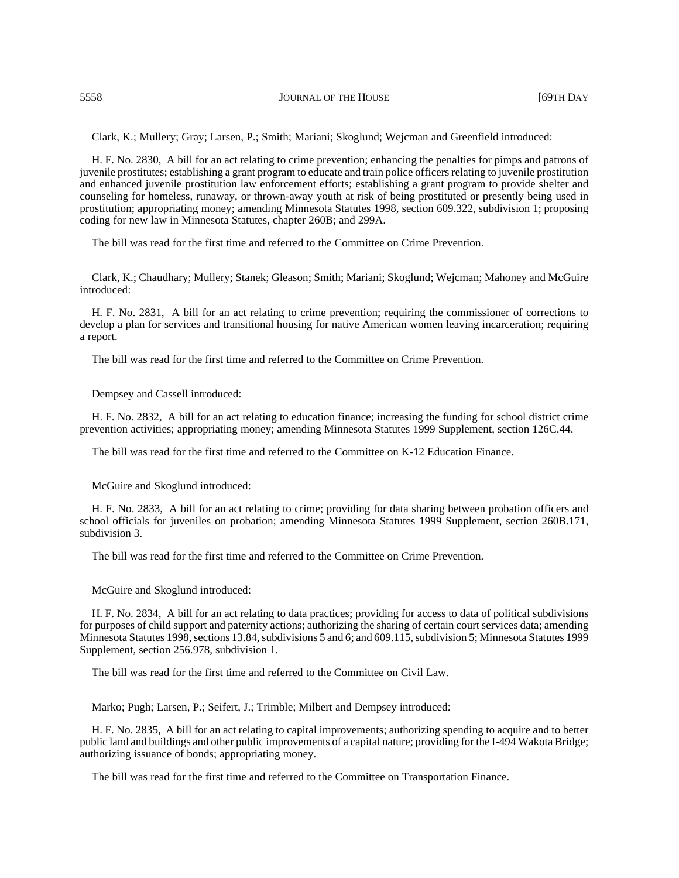Clark, K.; Mullery; Gray; Larsen, P.; Smith; Mariani; Skoglund; Wejcman and Greenfield introduced:

H. F. No. 2830, A bill for an act relating to crime prevention; enhancing the penalties for pimps and patrons of juvenile prostitutes; establishing a grant program to educate and train police officers relating to juvenile prostitution and enhanced juvenile prostitution law enforcement efforts; establishing a grant program to provide shelter and counseling for homeless, runaway, or thrown-away youth at risk of being prostituted or presently being used in prostitution; appropriating money; amending Minnesota Statutes 1998, section 609.322, subdivision 1; proposing coding for new law in Minnesota Statutes, chapter 260B; and 299A.

The bill was read for the first time and referred to the Committee on Crime Prevention.

Clark, K.; Chaudhary; Mullery; Stanek; Gleason; Smith; Mariani; Skoglund; Wejcman; Mahoney and McGuire introduced:

H. F. No. 2831, A bill for an act relating to crime prevention; requiring the commissioner of corrections to develop a plan for services and transitional housing for native American women leaving incarceration; requiring a report.

The bill was read for the first time and referred to the Committee on Crime Prevention.

Dempsey and Cassell introduced:

H. F. No. 2832, A bill for an act relating to education finance; increasing the funding for school district crime prevention activities; appropriating money; amending Minnesota Statutes 1999 Supplement, section 126C.44.

The bill was read for the first time and referred to the Committee on K-12 Education Finance.

McGuire and Skoglund introduced:

H. F. No. 2833, A bill for an act relating to crime; providing for data sharing between probation officers and school officials for juveniles on probation; amending Minnesota Statutes 1999 Supplement, section 260B.171, subdivision 3.

The bill was read for the first time and referred to the Committee on Crime Prevention.

McGuire and Skoglund introduced:

H. F. No. 2834, A bill for an act relating to data practices; providing for access to data of political subdivisions for purposes of child support and paternity actions; authorizing the sharing of certain court services data; amending Minnesota Statutes 1998, sections 13.84, subdivisions 5 and 6; and 609.115, subdivision 5; Minnesota Statutes 1999 Supplement, section 256.978, subdivision 1.

The bill was read for the first time and referred to the Committee on Civil Law.

Marko; Pugh; Larsen, P.; Seifert, J.; Trimble; Milbert and Dempsey introduced:

H. F. No. 2835, A bill for an act relating to capital improvements; authorizing spending to acquire and to better public land and buildings and other public improvements of a capital nature; providing for the I-494 Wakota Bridge; authorizing issuance of bonds; appropriating money.

The bill was read for the first time and referred to the Committee on Transportation Finance.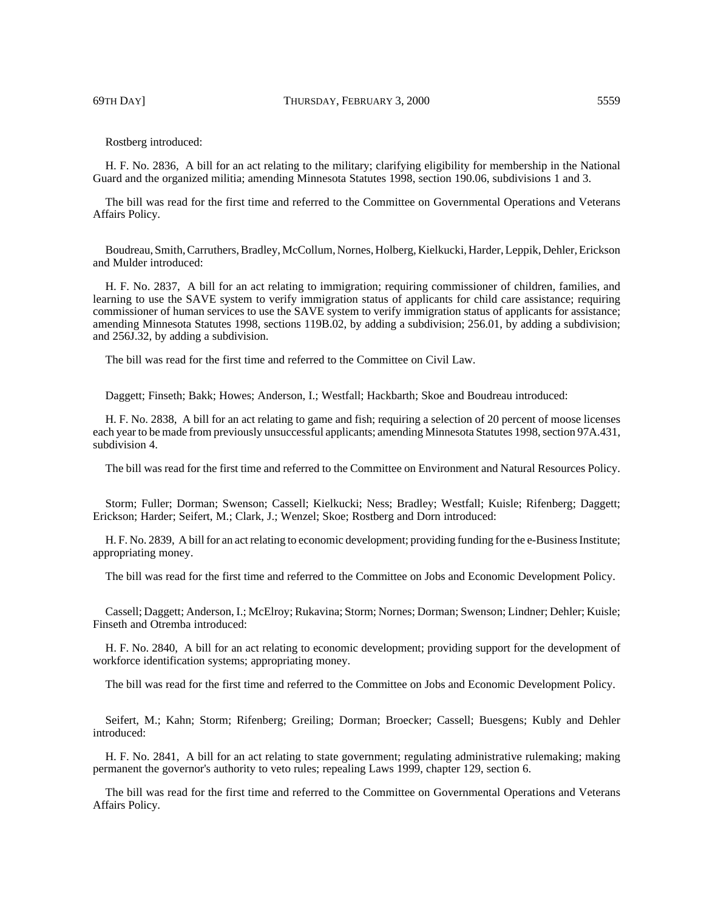Rostberg introduced:

H. F. No. 2836, A bill for an act relating to the military; clarifying eligibility for membership in the National Guard and the organized militia; amending Minnesota Statutes 1998, section 190.06, subdivisions 1 and 3.

The bill was read for the first time and referred to the Committee on Governmental Operations and Veterans Affairs Policy.

Boudreau, Smith, Carruthers, Bradley, McCollum, Nornes, Holberg, Kielkucki, Harder, Leppik, Dehler, Erickson and Mulder introduced:

H. F. No. 2837, A bill for an act relating to immigration; requiring commissioner of children, families, and learning to use the SAVE system to verify immigration status of applicants for child care assistance; requiring commissioner of human services to use the SAVE system to verify immigration status of applicants for assistance; amending Minnesota Statutes 1998, sections 119B.02, by adding a subdivision; 256.01, by adding a subdivision; and 256J.32, by adding a subdivision.

The bill was read for the first time and referred to the Committee on Civil Law.

Daggett; Finseth; Bakk; Howes; Anderson, I.; Westfall; Hackbarth; Skoe and Boudreau introduced:

H. F. No. 2838, A bill for an act relating to game and fish; requiring a selection of 20 percent of moose licenses each year to be made from previously unsuccessful applicants; amending Minnesota Statutes 1998, section 97A.431, subdivision 4.

The bill was read for the first time and referred to the Committee on Environment and Natural Resources Policy.

Storm; Fuller; Dorman; Swenson; Cassell; Kielkucki; Ness; Bradley; Westfall; Kuisle; Rifenberg; Daggett; Erickson; Harder; Seifert, M.; Clark, J.; Wenzel; Skoe; Rostberg and Dorn introduced:

H. F. No. 2839, A bill for an act relating to economic development; providing funding for the e-Business Institute; appropriating money.

The bill was read for the first time and referred to the Committee on Jobs and Economic Development Policy.

Cassell; Daggett; Anderson, I.; McElroy; Rukavina; Storm; Nornes; Dorman; Swenson; Lindner; Dehler; Kuisle; Finseth and Otremba introduced:

H. F. No. 2840, A bill for an act relating to economic development; providing support for the development of workforce identification systems; appropriating money.

The bill was read for the first time and referred to the Committee on Jobs and Economic Development Policy.

Seifert, M.; Kahn; Storm; Rifenberg; Greiling; Dorman; Broecker; Cassell; Buesgens; Kubly and Dehler introduced:

H. F. No. 2841, A bill for an act relating to state government; regulating administrative rulemaking; making permanent the governor's authority to veto rules; repealing Laws 1999, chapter 129, section 6.

The bill was read for the first time and referred to the Committee on Governmental Operations and Veterans Affairs Policy.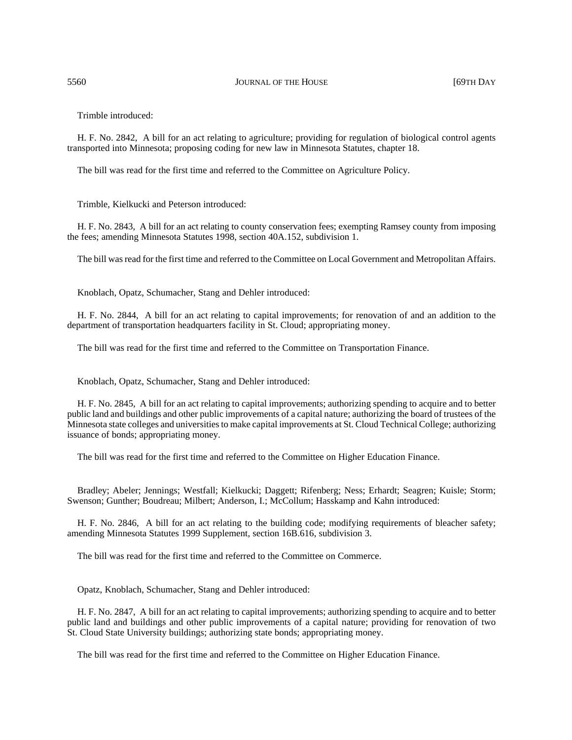Trimble introduced:

H. F. No. 2842, A bill for an act relating to agriculture; providing for regulation of biological control agents transported into Minnesota; proposing coding for new law in Minnesota Statutes, chapter 18.

The bill was read for the first time and referred to the Committee on Agriculture Policy.

Trimble, Kielkucki and Peterson introduced:

H. F. No. 2843, A bill for an act relating to county conservation fees; exempting Ramsey county from imposing the fees; amending Minnesota Statutes 1998, section 40A.152, subdivision 1.

The bill was read for the first time and referred to the Committee on Local Government and Metropolitan Affairs.

Knoblach, Opatz, Schumacher, Stang and Dehler introduced:

H. F. No. 2844, A bill for an act relating to capital improvements; for renovation of and an addition to the department of transportation headquarters facility in St. Cloud; appropriating money.

The bill was read for the first time and referred to the Committee on Transportation Finance.

Knoblach, Opatz, Schumacher, Stang and Dehler introduced:

H. F. No. 2845, A bill for an act relating to capital improvements; authorizing spending to acquire and to better public land and buildings and other public improvements of a capital nature; authorizing the board of trustees of the Minnesota state colleges and universities to make capital improvements at St. Cloud Technical College; authorizing issuance of bonds; appropriating money.

The bill was read for the first time and referred to the Committee on Higher Education Finance.

Bradley; Abeler; Jennings; Westfall; Kielkucki; Daggett; Rifenberg; Ness; Erhardt; Seagren; Kuisle; Storm; Swenson; Gunther; Boudreau; Milbert; Anderson, I.; McCollum; Hasskamp and Kahn introduced:

H. F. No. 2846, A bill for an act relating to the building code; modifying requirements of bleacher safety; amending Minnesota Statutes 1999 Supplement, section 16B.616, subdivision 3.

The bill was read for the first time and referred to the Committee on Commerce.

Opatz, Knoblach, Schumacher, Stang and Dehler introduced:

H. F. No. 2847, A bill for an act relating to capital improvements; authorizing spending to acquire and to better public land and buildings and other public improvements of a capital nature; providing for renovation of two St. Cloud State University buildings; authorizing state bonds; appropriating money.

The bill was read for the first time and referred to the Committee on Higher Education Finance.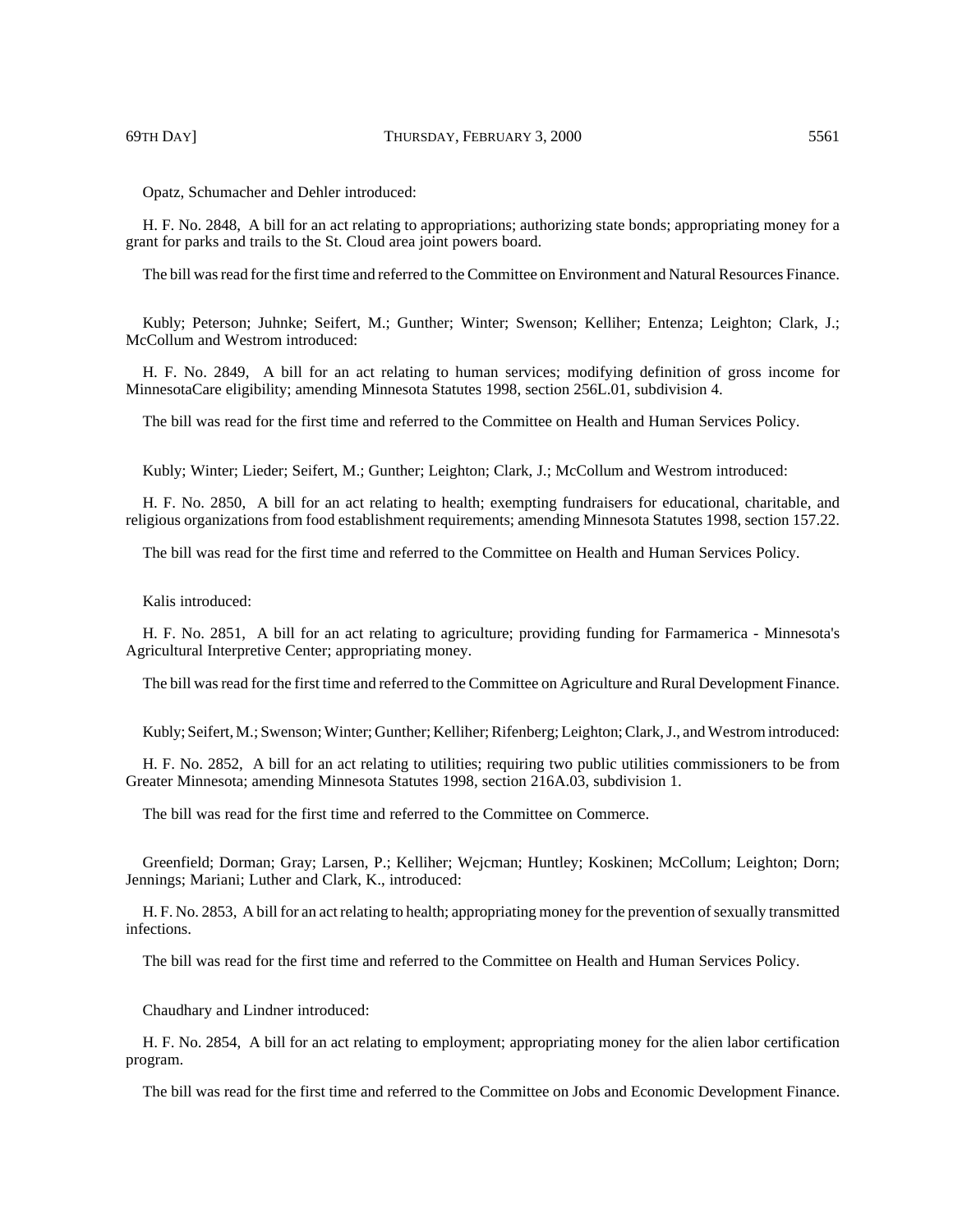Opatz, Schumacher and Dehler introduced:

H. F. No. 2848, A bill for an act relating to appropriations; authorizing state bonds; appropriating money for a grant for parks and trails to the St. Cloud area joint powers board.

The bill was read for the first time and referred to the Committee on Environment and Natural Resources Finance.

Kubly; Peterson; Juhnke; Seifert, M.; Gunther; Winter; Swenson; Kelliher; Entenza; Leighton; Clark, J.; McCollum and Westrom introduced:

H. F. No. 2849, A bill for an act relating to human services; modifying definition of gross income for MinnesotaCare eligibility; amending Minnesota Statutes 1998, section 256L.01, subdivision 4.

The bill was read for the first time and referred to the Committee on Health and Human Services Policy.

Kubly; Winter; Lieder; Seifert, M.; Gunther; Leighton; Clark, J.; McCollum and Westrom introduced:

H. F. No. 2850, A bill for an act relating to health; exempting fundraisers for educational, charitable, and religious organizations from food establishment requirements; amending Minnesota Statutes 1998, section 157.22.

The bill was read for the first time and referred to the Committee on Health and Human Services Policy.

Kalis introduced:

H. F. No. 2851, A bill for an act relating to agriculture; providing funding for Farmamerica - Minnesota's Agricultural Interpretive Center; appropriating money.

The bill was read for the first time and referred to the Committee on Agriculture and Rural Development Finance.

Kubly; Seifert, M.; Swenson; Winter; Gunther; Kelliher; Rifenberg; Leighton; Clark, J., and Westrom introduced:

H. F. No. 2852, A bill for an act relating to utilities; requiring two public utilities commissioners to be from Greater Minnesota; amending Minnesota Statutes 1998, section 216A.03, subdivision 1.

The bill was read for the first time and referred to the Committee on Commerce.

Greenfield; Dorman; Gray; Larsen, P.; Kelliher; Wejcman; Huntley; Koskinen; McCollum; Leighton; Dorn; Jennings; Mariani; Luther and Clark, K., introduced:

H. F. No. 2853, A bill for an act relating to health; appropriating money for the prevention of sexually transmitted infections.

The bill was read for the first time and referred to the Committee on Health and Human Services Policy.

Chaudhary and Lindner introduced:

H. F. No. 2854, A bill for an act relating to employment; appropriating money for the alien labor certification program.

The bill was read for the first time and referred to the Committee on Jobs and Economic Development Finance.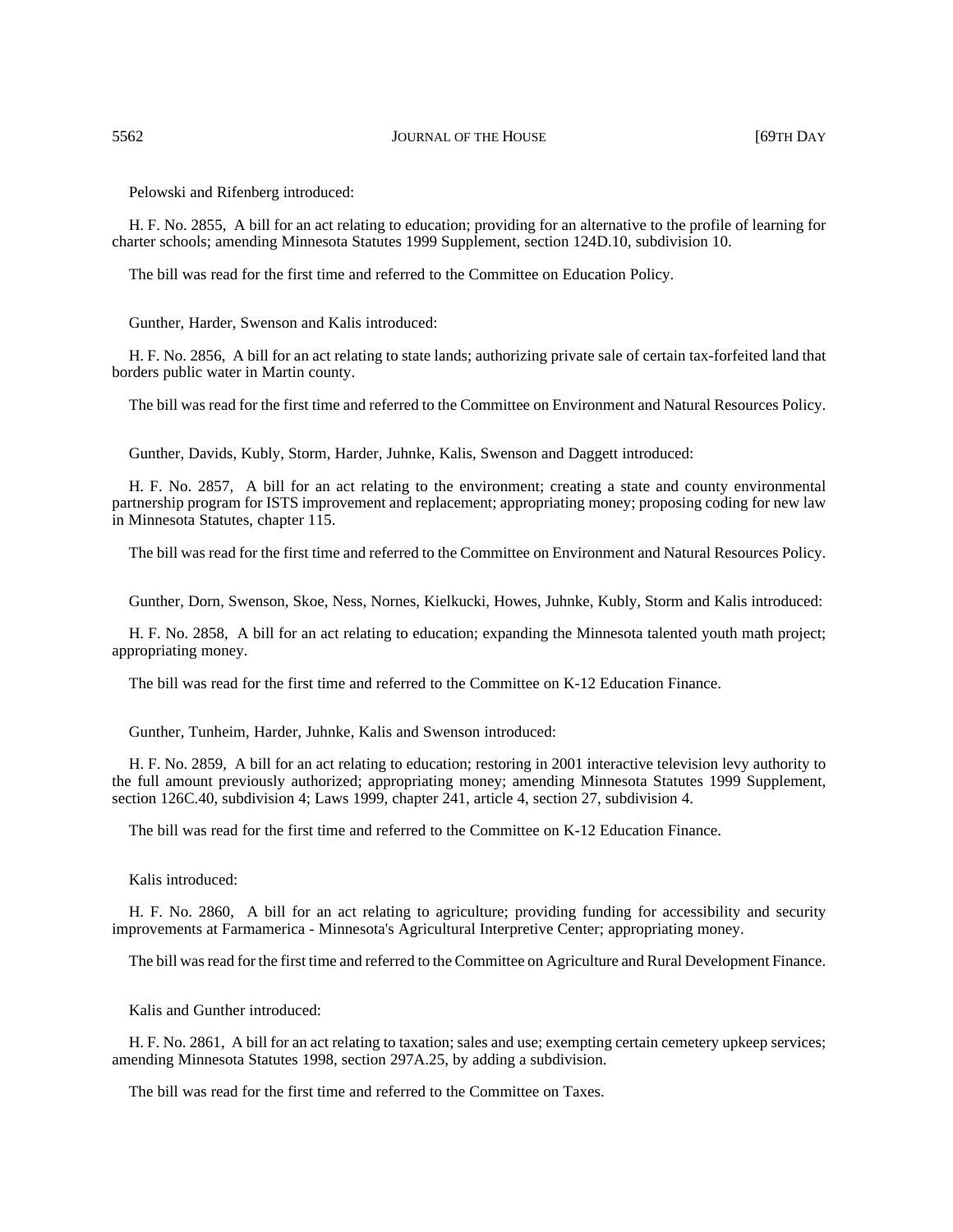Pelowski and Rifenberg introduced:

H. F. No. 2855, A bill for an act relating to education; providing for an alternative to the profile of learning for charter schools; amending Minnesota Statutes 1999 Supplement, section 124D.10, subdivision 10.

The bill was read for the first time and referred to the Committee on Education Policy.

Gunther, Harder, Swenson and Kalis introduced:

H. F. No. 2856, A bill for an act relating to state lands; authorizing private sale of certain tax-forfeited land that borders public water in Martin county.

The bill was read for the first time and referred to the Committee on Environment and Natural Resources Policy.

Gunther, Davids, Kubly, Storm, Harder, Juhnke, Kalis, Swenson and Daggett introduced:

H. F. No. 2857, A bill for an act relating to the environment; creating a state and county environmental partnership program for ISTS improvement and replacement; appropriating money; proposing coding for new law in Minnesota Statutes, chapter 115.

The bill was read for the first time and referred to the Committee on Environment and Natural Resources Policy.

Gunther, Dorn, Swenson, Skoe, Ness, Nornes, Kielkucki, Howes, Juhnke, Kubly, Storm and Kalis introduced:

H. F. No. 2858, A bill for an act relating to education; expanding the Minnesota talented youth math project; appropriating money.

The bill was read for the first time and referred to the Committee on K-12 Education Finance.

Gunther, Tunheim, Harder, Juhnke, Kalis and Swenson introduced:

H. F. No. 2859, A bill for an act relating to education; restoring in 2001 interactive television levy authority to the full amount previously authorized; appropriating money; amending Minnesota Statutes 1999 Supplement, section 126C.40, subdivision 4; Laws 1999, chapter 241, article 4, section 27, subdivision 4.

The bill was read for the first time and referred to the Committee on K-12 Education Finance.

Kalis introduced:

H. F. No. 2860, A bill for an act relating to agriculture; providing funding for accessibility and security improvements at Farmamerica - Minnesota's Agricultural Interpretive Center; appropriating money.

The bill was read for the first time and referred to the Committee on Agriculture and Rural Development Finance.

Kalis and Gunther introduced:

H. F. No. 2861, A bill for an act relating to taxation; sales and use; exempting certain cemetery upkeep services; amending Minnesota Statutes 1998, section 297A.25, by adding a subdivision.

The bill was read for the first time and referred to the Committee on Taxes.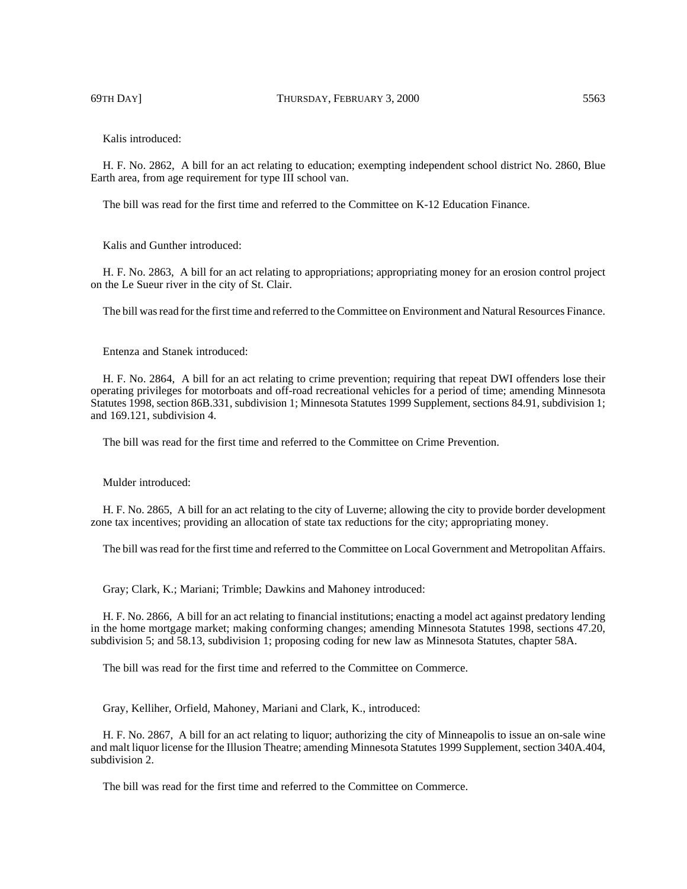Kalis introduced:

H. F. No. 2862, A bill for an act relating to education; exempting independent school district No. 2860, Blue Earth area, from age requirement for type III school van.

The bill was read for the first time and referred to the Committee on K-12 Education Finance.

Kalis and Gunther introduced:

H. F. No. 2863, A bill for an act relating to appropriations; appropriating money for an erosion control project on the Le Sueur river in the city of St. Clair.

The bill was read for the first time and referred to the Committee on Environment and Natural Resources Finance.

Entenza and Stanek introduced:

H. F. No. 2864, A bill for an act relating to crime prevention; requiring that repeat DWI offenders lose their operating privileges for motorboats and off-road recreational vehicles for a period of time; amending Minnesota Statutes 1998, section 86B.331, subdivision 1; Minnesota Statutes 1999 Supplement, sections 84.91, subdivision 1; and 169.121, subdivision 4.

The bill was read for the first time and referred to the Committee on Crime Prevention.

Mulder introduced:

H. F. No. 2865, A bill for an act relating to the city of Luverne; allowing the city to provide border development zone tax incentives; providing an allocation of state tax reductions for the city; appropriating money.

The bill was read for the first time and referred to the Committee on Local Government and Metropolitan Affairs.

Gray; Clark, K.; Mariani; Trimble; Dawkins and Mahoney introduced:

H. F. No. 2866, A bill for an act relating to financial institutions; enacting a model act against predatory lending in the home mortgage market; making conforming changes; amending Minnesota Statutes 1998, sections 47.20, subdivision 5; and 58.13, subdivision 1; proposing coding for new law as Minnesota Statutes, chapter 58A.

The bill was read for the first time and referred to the Committee on Commerce.

Gray, Kelliher, Orfield, Mahoney, Mariani and Clark, K., introduced:

H. F. No. 2867, A bill for an act relating to liquor; authorizing the city of Minneapolis to issue an on-sale wine and malt liquor license for the Illusion Theatre; amending Minnesota Statutes 1999 Supplement, section 340A.404, subdivision 2.

The bill was read for the first time and referred to the Committee on Commerce.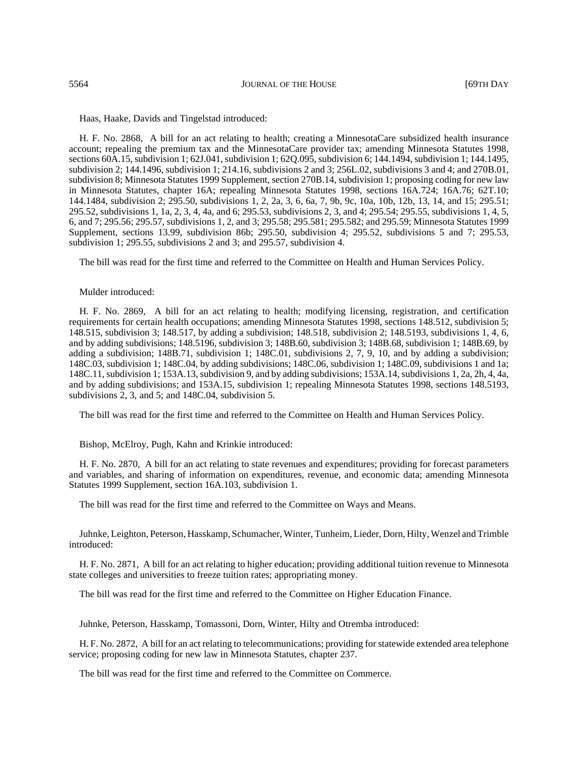Haas, Haake, Davids and Tingelstad introduced:

H. F. No. 2868, A bill for an act relating to health; creating a MinnesotaCare subsidized health insurance account; repealing the premium tax and the MinnesotaCare provider tax; amending Minnesota Statutes 1998, sections 60A.15, subdivision 1; 62J.041, subdivision 1; 62Q.095, subdivision 6; 144.1494, subdivision 1; 144.1495, subdivision 2; 144.1496, subdivision 1; 214.16, subdivisions 2 and 3; 256L.02, subdivisions 3 and 4; and 270B.01, subdivision 8; Minnesota Statutes 1999 Supplement, section 270B.14, subdivision 1; proposing coding for new law in Minnesota Statutes, chapter 16A; repealing Minnesota Statutes 1998, sections 16A.724; 16A.76; 62T.10; 144.1484, subdivision 2; 295.50, subdivisions 1, 2, 2a, 3, 6, 6a, 7, 9b, 9c, 10a, 10b, 12b, 13, 14, and 15; 295.51; 295.52, subdivisions 1, 1a, 2, 3, 4, 4a, and 6; 295.53, subdivisions 2, 3, and 4; 295.54; 295.55, subdivisions 1, 4, 5, 6, and 7; 295.56; 295.57, subdivisions 1, 2, and 3; 295.58; 295.581; 295.582; and 295.59; Minnesota Statutes 1999 Supplement, sections 13.99, subdivision 86b; 295.50, subdivision 4; 295.52, subdivisions 5 and 7; 295.53, subdivision 1; 295.55, subdivisions 2 and 3; and 295.57, subdivision 4.

The bill was read for the first time and referred to the Committee on Health and Human Services Policy.

Mulder introduced:

H. F. No. 2869, A bill for an act relating to health; modifying licensing, registration, and certification requirements for certain health occupations; amending Minnesota Statutes 1998, sections 148.512, subdivision 5; 148.515, subdivision 3; 148.517, by adding a subdivision; 148.518, subdivision 2; 148.5193, subdivisions 1, 4, 6, and by adding subdivisions; 148.5196, subdivision 3; 148B.60, subdivision 3; 148B.68, subdivision 1; 148B.69, by adding a subdivision; 148B.71, subdivision 1; 148C.01, subdivisions 2, 7, 9, 10, and by adding a subdivision; 148C.03, subdivision 1; 148C.04, by adding subdivisions; 148C.06, subdivision 1; 148C.09, subdivisions 1 and 1a; 148C.11, subdivision 1; 153A.13, subdivision 9, and by adding subdivisions; 153A.14, subdivisions 1, 2a, 2h, 4, 4a, and by adding subdivisions; and 153A.15, subdivision 1; repealing Minnesota Statutes 1998, sections 148.5193, subdivisions 2, 3, and 5; and 148C.04, subdivision 5.

The bill was read for the first time and referred to the Committee on Health and Human Services Policy.

Bishop, McElroy, Pugh, Kahn and Krinkie introduced:

H. F. No. 2870, A bill for an act relating to state revenues and expenditures; providing for forecast parameters and variables, and sharing of information on expenditures, revenue, and economic data; amending Minnesota Statutes 1999 Supplement, section 16A.103, subdivision 1.

The bill was read for the first time and referred to the Committee on Ways and Means.

Juhnke, Leighton, Peterson, Hasskamp, Schumacher, Winter, Tunheim, Lieder, Dorn, Hilty, Wenzel and Trimble introduced:

H. F. No. 2871, A bill for an act relating to higher education; providing additional tuition revenue to Minnesota state colleges and universities to freeze tuition rates; appropriating money.

The bill was read for the first time and referred to the Committee on Higher Education Finance.

Juhnke, Peterson, Hasskamp, Tomassoni, Dorn, Winter, Hilty and Otremba introduced:

H. F. No. 2872, A bill for an act relating to telecommunications; providing for statewide extended area telephone service; proposing coding for new law in Minnesota Statutes, chapter 237.

The bill was read for the first time and referred to the Committee on Commerce.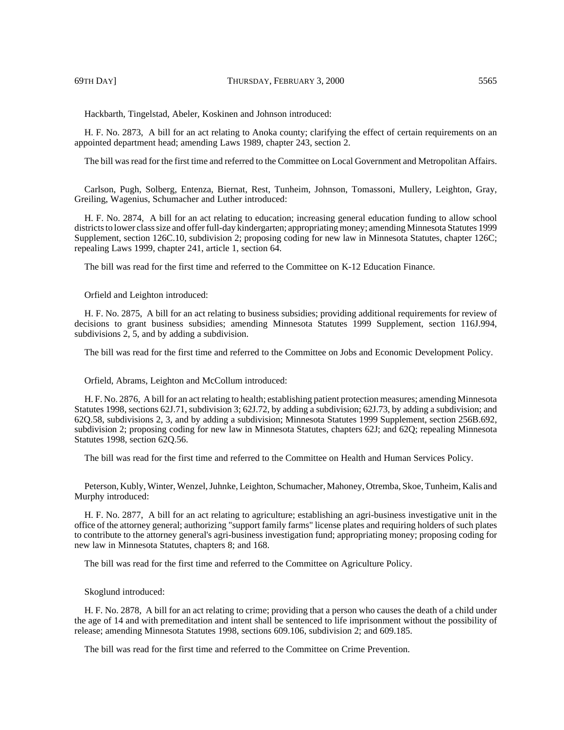Hackbarth, Tingelstad, Abeler, Koskinen and Johnson introduced:

H. F. No. 2873, A bill for an act relating to Anoka county; clarifying the effect of certain requirements on an appointed department head; amending Laws 1989, chapter 243, section 2.

The bill was read for the first time and referred to the Committee on Local Government and Metropolitan Affairs.

Carlson, Pugh, Solberg, Entenza, Biernat, Rest, Tunheim, Johnson, Tomassoni, Mullery, Leighton, Gray, Greiling, Wagenius, Schumacher and Luther introduced:

H. F. No. 2874, A bill for an act relating to education; increasing general education funding to allow school districts to lower class size and offer full-day kindergarten; appropriating money; amending Minnesota Statutes 1999 Supplement, section 126C.10, subdivision 2; proposing coding for new law in Minnesota Statutes, chapter 126C; repealing Laws 1999, chapter 241, article 1, section 64.

The bill was read for the first time and referred to the Committee on K-12 Education Finance.

Orfield and Leighton introduced:

H. F. No. 2875, A bill for an act relating to business subsidies; providing additional requirements for review of decisions to grant business subsidies; amending Minnesota Statutes 1999 Supplement, section 116J.994, subdivisions 2, 5, and by adding a subdivision.

The bill was read for the first time and referred to the Committee on Jobs and Economic Development Policy.

Orfield, Abrams, Leighton and McCollum introduced:

H. F. No. 2876, A bill for an act relating to health; establishing patient protection measures; amending Minnesota Statutes 1998, sections 62J.71, subdivision 3; 62J.72, by adding a subdivision; 62J.73, by adding a subdivision; and 62Q.58, subdivisions 2, 3, and by adding a subdivision; Minnesota Statutes 1999 Supplement, section 256B.692, subdivision 2; proposing coding for new law in Minnesota Statutes, chapters 62J; and 62Q; repealing Minnesota Statutes 1998, section 62Q.56.

The bill was read for the first time and referred to the Committee on Health and Human Services Policy.

Peterson, Kubly, Winter, Wenzel, Juhnke, Leighton, Schumacher, Mahoney, Otremba, Skoe, Tunheim, Kalis and Murphy introduced:

H. F. No. 2877, A bill for an act relating to agriculture; establishing an agri-business investigative unit in the office of the attorney general; authorizing "support family farms" license plates and requiring holders of such plates to contribute to the attorney general's agri-business investigation fund; appropriating money; proposing coding for new law in Minnesota Statutes, chapters 8; and 168.

The bill was read for the first time and referred to the Committee on Agriculture Policy.

Skoglund introduced:

H. F. No. 2878, A bill for an act relating to crime; providing that a person who causes the death of a child under the age of 14 and with premeditation and intent shall be sentenced to life imprisonment without the possibility of release; amending Minnesota Statutes 1998, sections 609.106, subdivision 2; and 609.185.

The bill was read for the first time and referred to the Committee on Crime Prevention.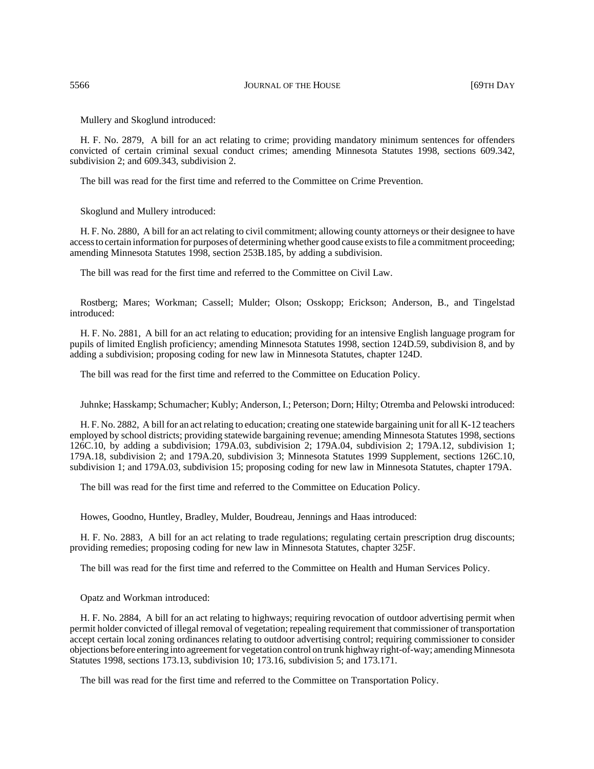Mullery and Skoglund introduced:

H. F. No. 2879, A bill for an act relating to crime; providing mandatory minimum sentences for offenders convicted of certain criminal sexual conduct crimes; amending Minnesota Statutes 1998, sections 609.342, subdivision 2; and 609.343, subdivision 2.

The bill was read for the first time and referred to the Committee on Crime Prevention.

Skoglund and Mullery introduced:

H. F. No. 2880, A bill for an act relating to civil commitment; allowing county attorneys or their designee to have access to certain information for purposes of determining whether good cause exists to file a commitment proceeding; amending Minnesota Statutes 1998, section 253B.185, by adding a subdivision.

The bill was read for the first time and referred to the Committee on Civil Law.

Rostberg; Mares; Workman; Cassell; Mulder; Olson; Osskopp; Erickson; Anderson, B., and Tingelstad introduced:

H. F. No. 2881, A bill for an act relating to education; providing for an intensive English language program for pupils of limited English proficiency; amending Minnesota Statutes 1998, section 124D.59, subdivision 8, and by adding a subdivision; proposing coding for new law in Minnesota Statutes, chapter 124D.

The bill was read for the first time and referred to the Committee on Education Policy.

Juhnke; Hasskamp; Schumacher; Kubly; Anderson, I.; Peterson; Dorn; Hilty; Otremba and Pelowski introduced:

H. F. No. 2882, A bill for an act relating to education; creating one statewide bargaining unit for all K-12 teachers employed by school districts; providing statewide bargaining revenue; amending Minnesota Statutes 1998, sections 126C.10, by adding a subdivision; 179A.03, subdivision 2; 179A.04, subdivision 2; 179A.12, subdivision 1; 179A.18, subdivision 2; and 179A.20, subdivision 3; Minnesota Statutes 1999 Supplement, sections 126C.10, subdivision 1; and 179A.03, subdivision 15; proposing coding for new law in Minnesota Statutes, chapter 179A.

The bill was read for the first time and referred to the Committee on Education Policy.

Howes, Goodno, Huntley, Bradley, Mulder, Boudreau, Jennings and Haas introduced:

H. F. No. 2883, A bill for an act relating to trade regulations; regulating certain prescription drug discounts; providing remedies; proposing coding for new law in Minnesota Statutes, chapter 325F.

The bill was read for the first time and referred to the Committee on Health and Human Services Policy.

Opatz and Workman introduced:

H. F. No. 2884, A bill for an act relating to highways; requiring revocation of outdoor advertising permit when permit holder convicted of illegal removal of vegetation; repealing requirement that commissioner of transportation accept certain local zoning ordinances relating to outdoor advertising control; requiring commissioner to consider objections before entering into agreement for vegetation control on trunk highway right-of-way; amending Minnesota Statutes 1998, sections 173.13, subdivision 10; 173.16, subdivision 5; and 173.171.

The bill was read for the first time and referred to the Committee on Transportation Policy.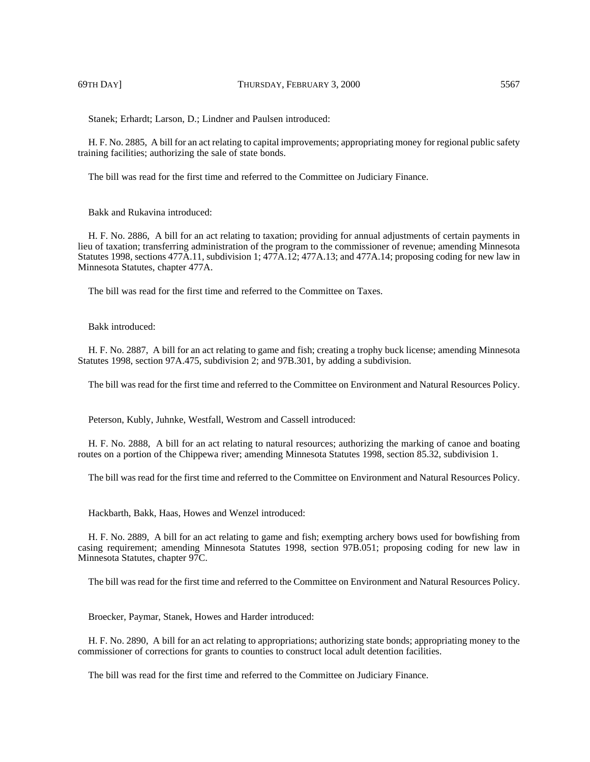Stanek; Erhardt; Larson, D.; Lindner and Paulsen introduced:

H. F. No. 2885, A bill for an act relating to capital improvements; appropriating money for regional public safety training facilities; authorizing the sale of state bonds.

The bill was read for the first time and referred to the Committee on Judiciary Finance.

Bakk and Rukavina introduced:

H. F. No. 2886, A bill for an act relating to taxation; providing for annual adjustments of certain payments in lieu of taxation; transferring administration of the program to the commissioner of revenue; amending Minnesota Statutes 1998, sections 477A.11, subdivision 1; 477A.12; 477A.13; and 477A.14; proposing coding for new law in Minnesota Statutes, chapter 477A.

The bill was read for the first time and referred to the Committee on Taxes.

Bakk introduced:

H. F. No. 2887, A bill for an act relating to game and fish; creating a trophy buck license; amending Minnesota Statutes 1998, section 97A.475, subdivision 2; and 97B.301, by adding a subdivision.

The bill was read for the first time and referred to the Committee on Environment and Natural Resources Policy.

Peterson, Kubly, Juhnke, Westfall, Westrom and Cassell introduced:

H. F. No. 2888, A bill for an act relating to natural resources; authorizing the marking of canoe and boating routes on a portion of the Chippewa river; amending Minnesota Statutes 1998, section 85.32, subdivision 1.

The bill was read for the first time and referred to the Committee on Environment and Natural Resources Policy.

Hackbarth, Bakk, Haas, Howes and Wenzel introduced:

H. F. No. 2889, A bill for an act relating to game and fish; exempting archery bows used for bowfishing from casing requirement; amending Minnesota Statutes 1998, section 97B.051; proposing coding for new law in Minnesota Statutes, chapter 97C.

The bill was read for the first time and referred to the Committee on Environment and Natural Resources Policy.

Broecker, Paymar, Stanek, Howes and Harder introduced:

H. F. No. 2890, A bill for an act relating to appropriations; authorizing state bonds; appropriating money to the commissioner of corrections for grants to counties to construct local adult detention facilities.

The bill was read for the first time and referred to the Committee on Judiciary Finance.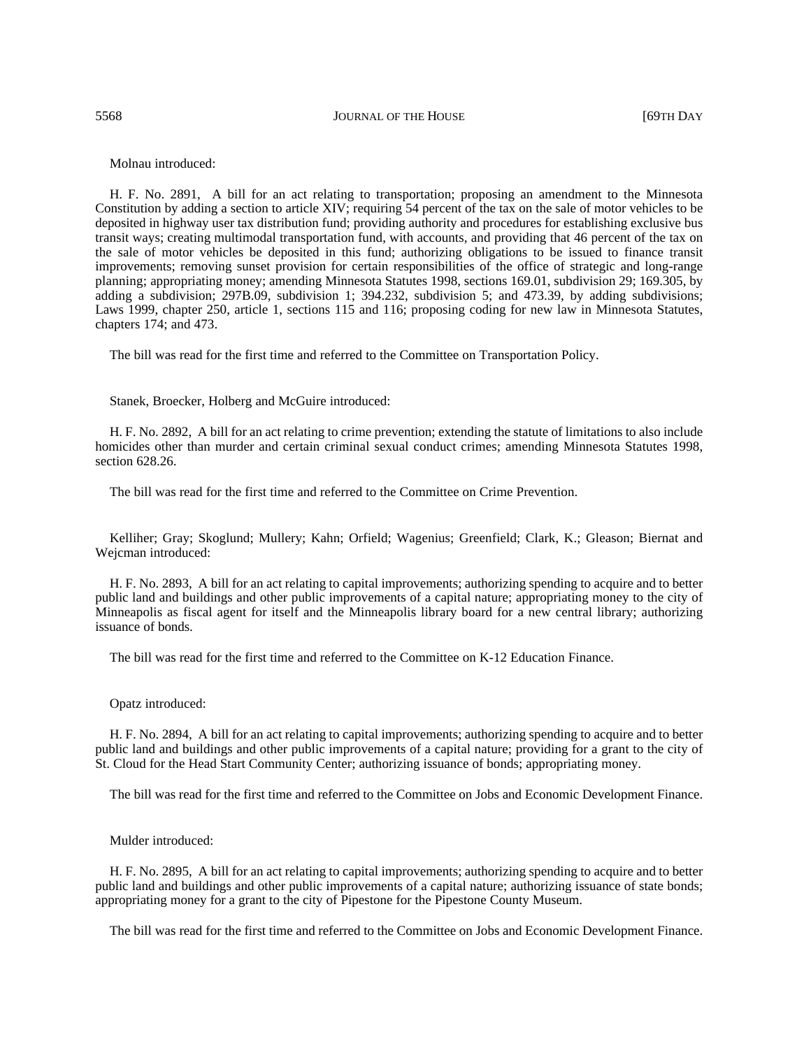Molnau introduced:

H. F. No. 2891, A bill for an act relating to transportation; proposing an amendment to the Minnesota Constitution by adding a section to article XIV; requiring 54 percent of the tax on the sale of motor vehicles to be deposited in highway user tax distribution fund; providing authority and procedures for establishing exclusive bus transit ways; creating multimodal transportation fund, with accounts, and providing that 46 percent of the tax on the sale of motor vehicles be deposited in this fund; authorizing obligations to be issued to finance transit improvements; removing sunset provision for certain responsibilities of the office of strategic and long-range planning; appropriating money; amending Minnesota Statutes 1998, sections 169.01, subdivision 29; 169.305, by adding a subdivision; 297B.09, subdivision 1; 394.232, subdivision 5; and 473.39, by adding subdivisions; Laws 1999, chapter 250, article 1, sections 115 and 116; proposing coding for new law in Minnesota Statutes, chapters 174; and 473.

The bill was read for the first time and referred to the Committee on Transportation Policy.

Stanek, Broecker, Holberg and McGuire introduced:

H. F. No. 2892, A bill for an act relating to crime prevention; extending the statute of limitations to also include homicides other than murder and certain criminal sexual conduct crimes; amending Minnesota Statutes 1998, section 628.26.

The bill was read for the first time and referred to the Committee on Crime Prevention.

Kelliher; Gray; Skoglund; Mullery; Kahn; Orfield; Wagenius; Greenfield; Clark, K.; Gleason; Biernat and Wejcman introduced:

H. F. No. 2893, A bill for an act relating to capital improvements; authorizing spending to acquire and to better public land and buildings and other public improvements of a capital nature; appropriating money to the city of Minneapolis as fiscal agent for itself and the Minneapolis library board for a new central library; authorizing issuance of bonds.

The bill was read for the first time and referred to the Committee on K-12 Education Finance.

Opatz introduced:

H. F. No. 2894, A bill for an act relating to capital improvements; authorizing spending to acquire and to better public land and buildings and other public improvements of a capital nature; providing for a grant to the city of St. Cloud for the Head Start Community Center; authorizing issuance of bonds; appropriating money.

The bill was read for the first time and referred to the Committee on Jobs and Economic Development Finance.

Mulder introduced:

H. F. No. 2895, A bill for an act relating to capital improvements; authorizing spending to acquire and to better public land and buildings and other public improvements of a capital nature; authorizing issuance of state bonds; appropriating money for a grant to the city of Pipestone for the Pipestone County Museum.

The bill was read for the first time and referred to the Committee on Jobs and Economic Development Finance.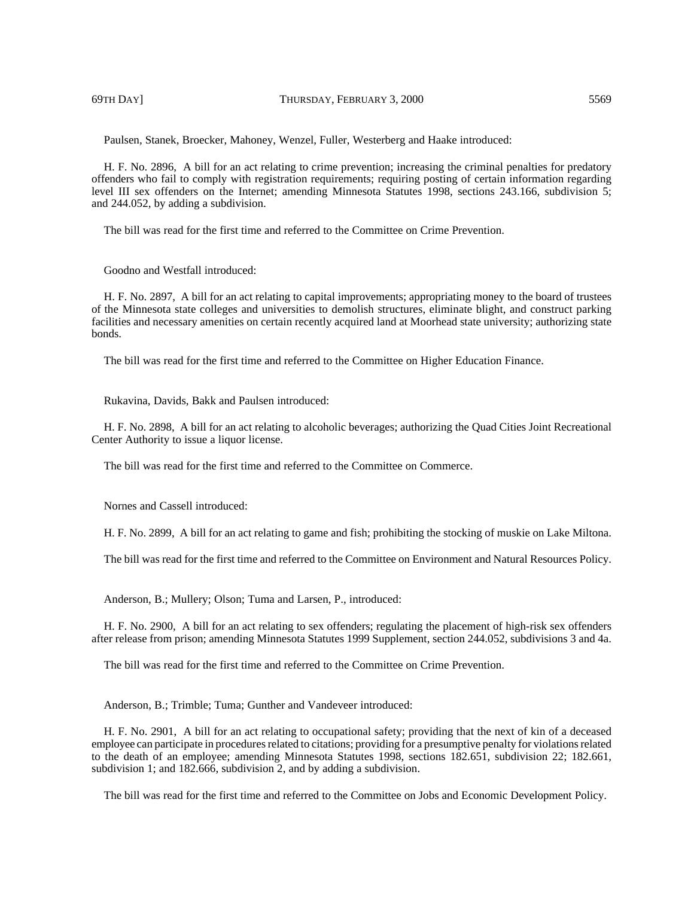Paulsen, Stanek, Broecker, Mahoney, Wenzel, Fuller, Westerberg and Haake introduced:

H. F. No. 2896, A bill for an act relating to crime prevention; increasing the criminal penalties for predatory offenders who fail to comply with registration requirements; requiring posting of certain information regarding level III sex offenders on the Internet; amending Minnesota Statutes 1998, sections 243.166, subdivision 5; and 244.052, by adding a subdivision.

The bill was read for the first time and referred to the Committee on Crime Prevention.

Goodno and Westfall introduced:

H. F. No. 2897, A bill for an act relating to capital improvements; appropriating money to the board of trustees of the Minnesota state colleges and universities to demolish structures, eliminate blight, and construct parking facilities and necessary amenities on certain recently acquired land at Moorhead state university; authorizing state bonds.

The bill was read for the first time and referred to the Committee on Higher Education Finance.

Rukavina, Davids, Bakk and Paulsen introduced:

H. F. No. 2898, A bill for an act relating to alcoholic beverages; authorizing the Quad Cities Joint Recreational Center Authority to issue a liquor license.

The bill was read for the first time and referred to the Committee on Commerce.

Nornes and Cassell introduced:

H. F. No. 2899, A bill for an act relating to game and fish; prohibiting the stocking of muskie on Lake Miltona.

The bill was read for the first time and referred to the Committee on Environment and Natural Resources Policy.

Anderson, B.; Mullery; Olson; Tuma and Larsen, P., introduced:

H. F. No. 2900, A bill for an act relating to sex offenders; regulating the placement of high-risk sex offenders after release from prison; amending Minnesota Statutes 1999 Supplement, section 244.052, subdivisions 3 and 4a.

The bill was read for the first time and referred to the Committee on Crime Prevention.

Anderson, B.; Trimble; Tuma; Gunther and Vandeveer introduced:

H. F. No. 2901, A bill for an act relating to occupational safety; providing that the next of kin of a deceased employee can participate in procedures related to citations; providing for a presumptive penalty for violations related to the death of an employee; amending Minnesota Statutes 1998, sections 182.651, subdivision 22; 182.661, subdivision 1; and 182.666, subdivision 2, and by adding a subdivision.

The bill was read for the first time and referred to the Committee on Jobs and Economic Development Policy.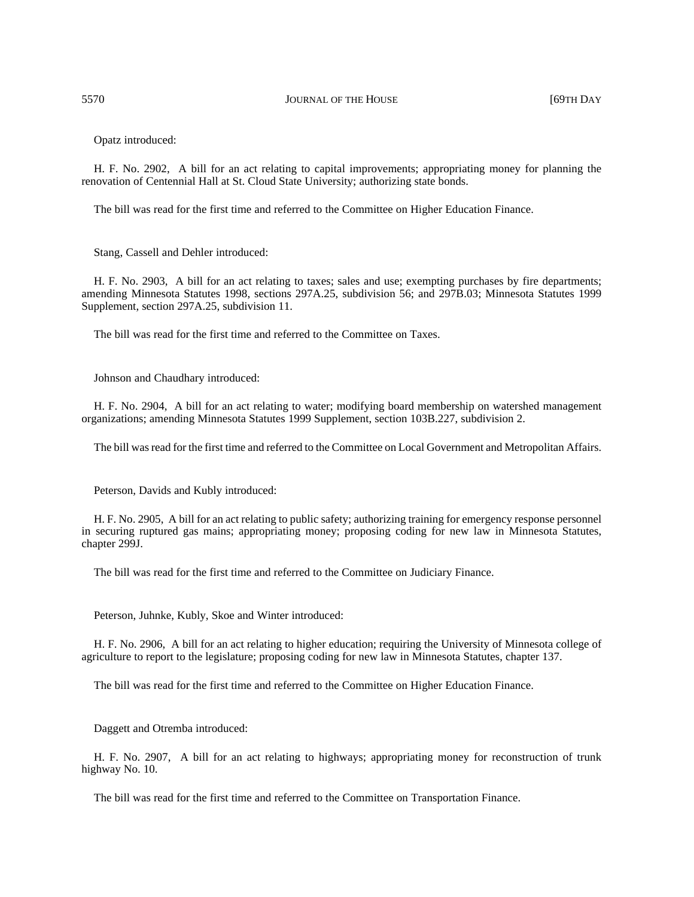Opatz introduced:

H. F. No. 2902, A bill for an act relating to capital improvements; appropriating money for planning the renovation of Centennial Hall at St. Cloud State University; authorizing state bonds.

The bill was read for the first time and referred to the Committee on Higher Education Finance.

Stang, Cassell and Dehler introduced:

H. F. No. 2903, A bill for an act relating to taxes; sales and use; exempting purchases by fire departments; amending Minnesota Statutes 1998, sections 297A.25, subdivision 56; and 297B.03; Minnesota Statutes 1999 Supplement, section 297A.25, subdivision 11.

The bill was read for the first time and referred to the Committee on Taxes.

Johnson and Chaudhary introduced:

H. F. No. 2904, A bill for an act relating to water; modifying board membership on watershed management organizations; amending Minnesota Statutes 1999 Supplement, section 103B.227, subdivision 2.

The bill was read for the first time and referred to the Committee on Local Government and Metropolitan Affairs.

Peterson, Davids and Kubly introduced:

H. F. No. 2905, A bill for an act relating to public safety; authorizing training for emergency response personnel in securing ruptured gas mains; appropriating money; proposing coding for new law in Minnesota Statutes, chapter 299J.

The bill was read for the first time and referred to the Committee on Judiciary Finance.

Peterson, Juhnke, Kubly, Skoe and Winter introduced:

H. F. No. 2906, A bill for an act relating to higher education; requiring the University of Minnesota college of agriculture to report to the legislature; proposing coding for new law in Minnesota Statutes, chapter 137.

The bill was read for the first time and referred to the Committee on Higher Education Finance.

Daggett and Otremba introduced:

H. F. No. 2907, A bill for an act relating to highways; appropriating money for reconstruction of trunk highway No. 10.

The bill was read for the first time and referred to the Committee on Transportation Finance.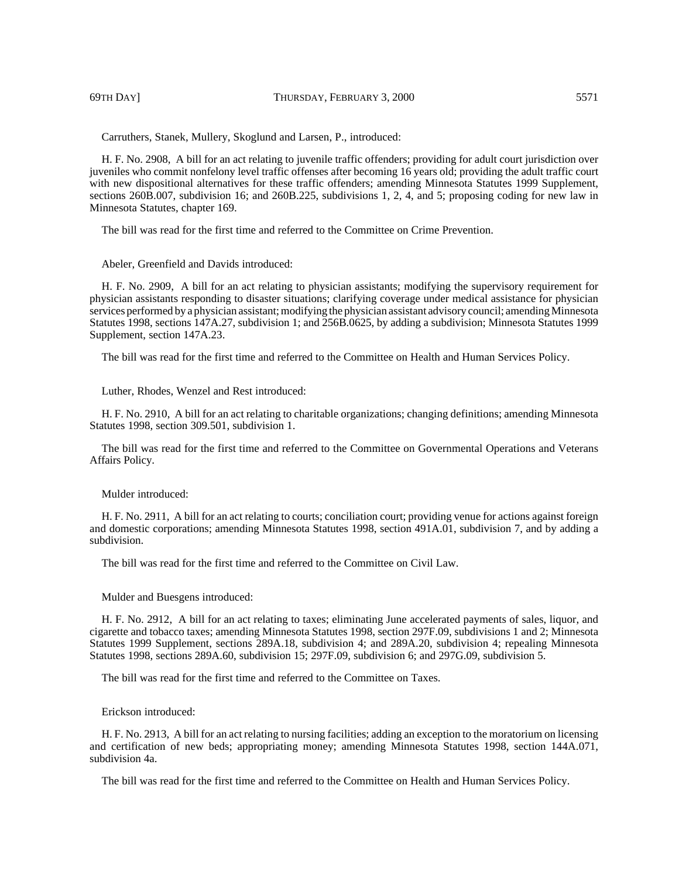Carruthers, Stanek, Mullery, Skoglund and Larsen, P., introduced:

H. F. No. 2908, A bill for an act relating to juvenile traffic offenders; providing for adult court jurisdiction over juveniles who commit nonfelony level traffic offenses after becoming 16 years old; providing the adult traffic court with new dispositional alternatives for these traffic offenders; amending Minnesota Statutes 1999 Supplement, sections 260B.007, subdivision 16; and 260B.225, subdivisions 1, 2, 4, and 5; proposing coding for new law in Minnesota Statutes, chapter 169.

The bill was read for the first time and referred to the Committee on Crime Prevention.

Abeler, Greenfield and Davids introduced:

H. F. No. 2909, A bill for an act relating to physician assistants; modifying the supervisory requirement for physician assistants responding to disaster situations; clarifying coverage under medical assistance for physician services performed by a physician assistant; modifying the physician assistant advisory council; amending Minnesota Statutes 1998, sections 147A.27, subdivision 1; and 256B.0625, by adding a subdivision; Minnesota Statutes 1999 Supplement, section 147A.23.

The bill was read for the first time and referred to the Committee on Health and Human Services Policy.

Luther, Rhodes, Wenzel and Rest introduced:

H. F. No. 2910, A bill for an act relating to charitable organizations; changing definitions; amending Minnesota Statutes 1998, section 309.501, subdivision 1.

The bill was read for the first time and referred to the Committee on Governmental Operations and Veterans Affairs Policy.

Mulder introduced:

H. F. No. 2911, A bill for an act relating to courts; conciliation court; providing venue for actions against foreign and domestic corporations; amending Minnesota Statutes 1998, section 491A.01, subdivision 7, and by adding a subdivision.

The bill was read for the first time and referred to the Committee on Civil Law.

Mulder and Buesgens introduced:

H. F. No. 2912, A bill for an act relating to taxes; eliminating June accelerated payments of sales, liquor, and cigarette and tobacco taxes; amending Minnesota Statutes 1998, section 297F.09, subdivisions 1 and 2; Minnesota Statutes 1999 Supplement, sections 289A.18, subdivision 4; and 289A.20, subdivision 4; repealing Minnesota Statutes 1998, sections 289A.60, subdivision 15; 297F.09, subdivision 6; and 297G.09, subdivision 5.

The bill was read for the first time and referred to the Committee on Taxes.

Erickson introduced:

H. F. No. 2913, A bill for an act relating to nursing facilities; adding an exception to the moratorium on licensing and certification of new beds; appropriating money; amending Minnesota Statutes 1998, section 144A.071, subdivision 4a.

The bill was read for the first time and referred to the Committee on Health and Human Services Policy.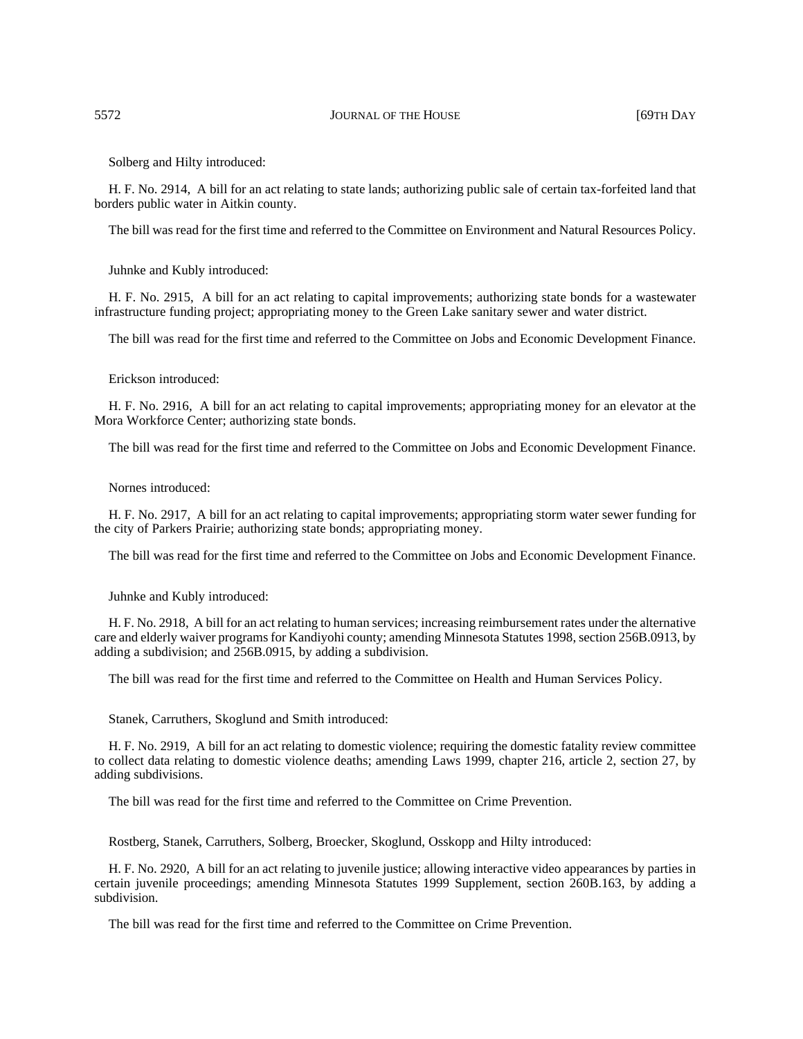Solberg and Hilty introduced:

H. F. No. 2914, A bill for an act relating to state lands; authorizing public sale of certain tax-forfeited land that borders public water in Aitkin county.

The bill was read for the first time and referred to the Committee on Environment and Natural Resources Policy.

Juhnke and Kubly introduced:

H. F. No. 2915, A bill for an act relating to capital improvements; authorizing state bonds for a wastewater infrastructure funding project; appropriating money to the Green Lake sanitary sewer and water district.

The bill was read for the first time and referred to the Committee on Jobs and Economic Development Finance.

Erickson introduced:

H. F. No. 2916, A bill for an act relating to capital improvements; appropriating money for an elevator at the Mora Workforce Center; authorizing state bonds.

The bill was read for the first time and referred to the Committee on Jobs and Economic Development Finance.

Nornes introduced:

H. F. No. 2917, A bill for an act relating to capital improvements; appropriating storm water sewer funding for the city of Parkers Prairie; authorizing state bonds; appropriating money.

The bill was read for the first time and referred to the Committee on Jobs and Economic Development Finance.

Juhnke and Kubly introduced:

H. F. No. 2918, A bill for an act relating to human services; increasing reimbursement rates under the alternative care and elderly waiver programs for Kandiyohi county; amending Minnesota Statutes 1998, section 256B.0913, by adding a subdivision; and 256B.0915, by adding a subdivision.

The bill was read for the first time and referred to the Committee on Health and Human Services Policy.

Stanek, Carruthers, Skoglund and Smith introduced:

H. F. No. 2919, A bill for an act relating to domestic violence; requiring the domestic fatality review committee to collect data relating to domestic violence deaths; amending Laws 1999, chapter 216, article 2, section 27, by adding subdivisions.

The bill was read for the first time and referred to the Committee on Crime Prevention.

Rostberg, Stanek, Carruthers, Solberg, Broecker, Skoglund, Osskopp and Hilty introduced:

H. F. No. 2920, A bill for an act relating to juvenile justice; allowing interactive video appearances by parties in certain juvenile proceedings; amending Minnesota Statutes 1999 Supplement, section 260B.163, by adding a subdivision.

The bill was read for the first time and referred to the Committee on Crime Prevention.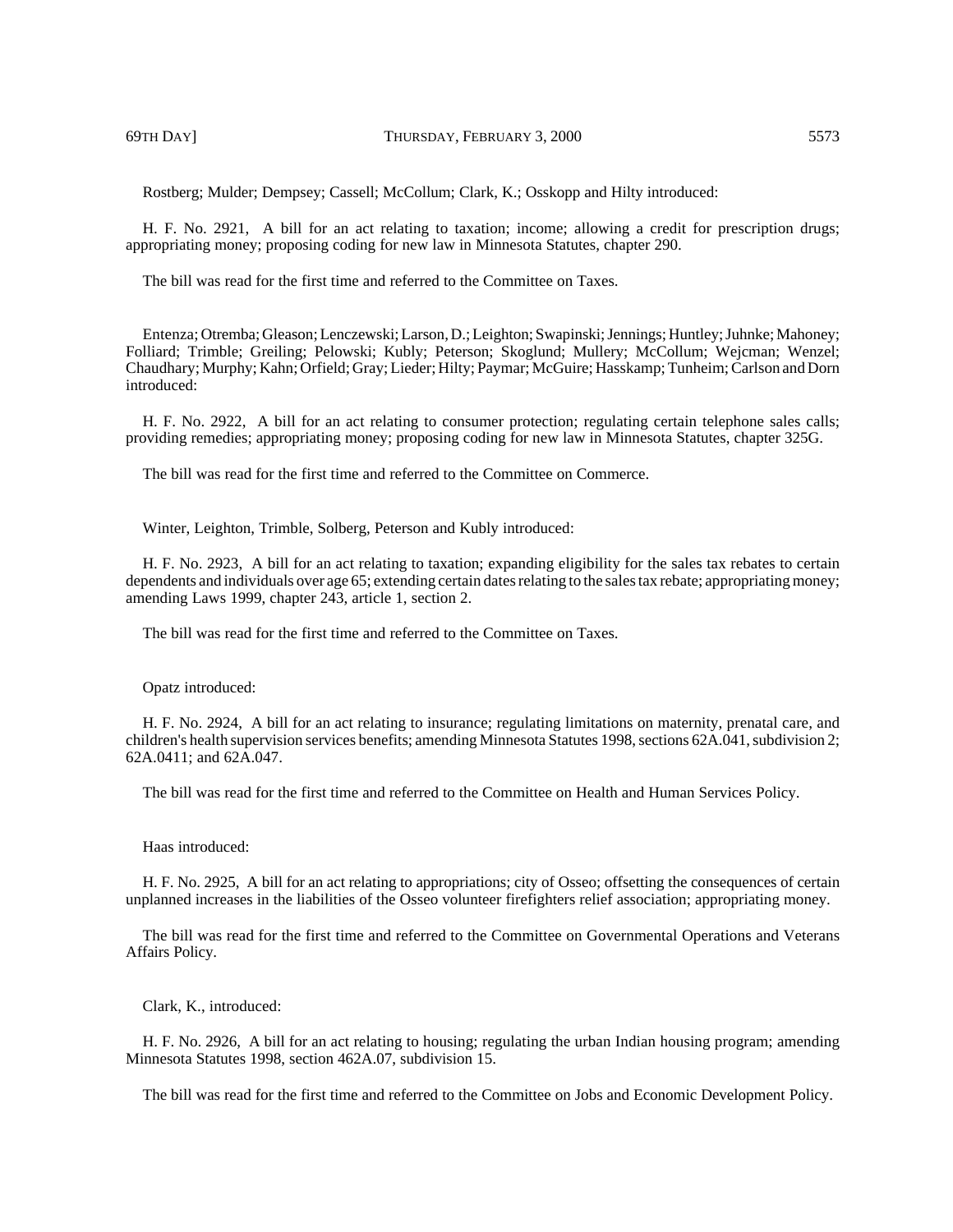Rostberg; Mulder; Dempsey; Cassell; McCollum; Clark, K.; Osskopp and Hilty introduced:

H. F. No. 2921, A bill for an act relating to taxation; income; allowing a credit for prescription drugs; appropriating money; proposing coding for new law in Minnesota Statutes, chapter 290.

The bill was read for the first time and referred to the Committee on Taxes.

Entenza; Otremba; Gleason; Lenczewski; Larson, D.; Leighton; Swapinski; Jennings; Huntley; Juhnke; Mahoney; Folliard; Trimble; Greiling; Pelowski; Kubly; Peterson; Skoglund; Mullery; McCollum; Wejcman; Wenzel; Chaudhary; Murphy; Kahn; Orfield; Gray; Lieder; Hilty; Paymar; McGuire; Hasskamp; Tunheim; Carlson and Dorn introduced:

H. F. No. 2922, A bill for an act relating to consumer protection; regulating certain telephone sales calls; providing remedies; appropriating money; proposing coding for new law in Minnesota Statutes, chapter 325G.

The bill was read for the first time and referred to the Committee on Commerce.

Winter, Leighton, Trimble, Solberg, Peterson and Kubly introduced:

H. F. No. 2923, A bill for an act relating to taxation; expanding eligibility for the sales tax rebates to certain dependents and individuals over age 65; extending certain dates relating to the sales tax rebate; appropriating money; amending Laws 1999, chapter 243, article 1, section 2.

The bill was read for the first time and referred to the Committee on Taxes.

Opatz introduced:

H. F. No. 2924, A bill for an act relating to insurance; regulating limitations on maternity, prenatal care, and children's health supervision services benefits; amending Minnesota Statutes 1998, sections 62A.041, subdivision 2; 62A.0411; and 62A.047.

The bill was read for the first time and referred to the Committee on Health and Human Services Policy.

Haas introduced:

H. F. No. 2925, A bill for an act relating to appropriations; city of Osseo; offsetting the consequences of certain unplanned increases in the liabilities of the Osseo volunteer firefighters relief association; appropriating money.

The bill was read for the first time and referred to the Committee on Governmental Operations and Veterans Affairs Policy.

Clark, K., introduced:

H. F. No. 2926, A bill for an act relating to housing; regulating the urban Indian housing program; amending Minnesota Statutes 1998, section 462A.07, subdivision 15.

The bill was read for the first time and referred to the Committee on Jobs and Economic Development Policy.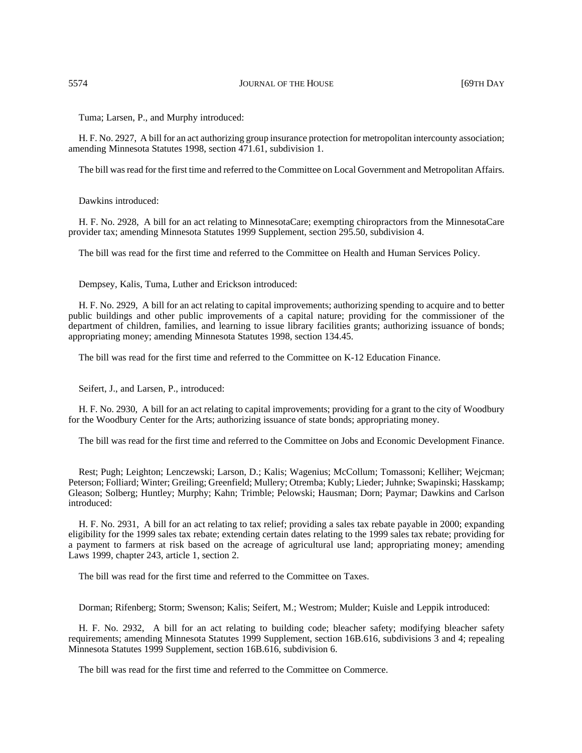Tuma; Larsen, P., and Murphy introduced:

H. F. No. 2927, A bill for an act authorizing group insurance protection for metropolitan intercounty association; amending Minnesota Statutes 1998, section 471.61, subdivision 1.

The bill was read for the first time and referred to the Committee on Local Government and Metropolitan Affairs.

Dawkins introduced:

H. F. No. 2928, A bill for an act relating to MinnesotaCare; exempting chiropractors from the MinnesotaCare provider tax; amending Minnesota Statutes 1999 Supplement, section 295.50, subdivision 4.

The bill was read for the first time and referred to the Committee on Health and Human Services Policy.

Dempsey, Kalis, Tuma, Luther and Erickson introduced:

H. F. No. 2929, A bill for an act relating to capital improvements; authorizing spending to acquire and to better public buildings and other public improvements of a capital nature; providing for the commissioner of the department of children, families, and learning to issue library facilities grants; authorizing issuance of bonds; appropriating money; amending Minnesota Statutes 1998, section 134.45.

The bill was read for the first time and referred to the Committee on K-12 Education Finance.

Seifert, J., and Larsen, P., introduced:

H. F. No. 2930, A bill for an act relating to capital improvements; providing for a grant to the city of Woodbury for the Woodbury Center for the Arts; authorizing issuance of state bonds; appropriating money.

The bill was read for the first time and referred to the Committee on Jobs and Economic Development Finance.

Rest; Pugh; Leighton; Lenczewski; Larson, D.; Kalis; Wagenius; McCollum; Tomassoni; Kelliher; Wejcman; Peterson; Folliard; Winter; Greiling; Greenfield; Mullery; Otremba; Kubly; Lieder; Juhnke; Swapinski; Hasskamp; Gleason; Solberg; Huntley; Murphy; Kahn; Trimble; Pelowski; Hausman; Dorn; Paymar; Dawkins and Carlson introduced:

H. F. No. 2931, A bill for an act relating to tax relief; providing a sales tax rebate payable in 2000; expanding eligibility for the 1999 sales tax rebate; extending certain dates relating to the 1999 sales tax rebate; providing for a payment to farmers at risk based on the acreage of agricultural use land; appropriating money; amending Laws 1999, chapter 243, article 1, section 2.

The bill was read for the first time and referred to the Committee on Taxes.

Dorman; Rifenberg; Storm; Swenson; Kalis; Seifert, M.; Westrom; Mulder; Kuisle and Leppik introduced:

H. F. No. 2932, A bill for an act relating to building code; bleacher safety; modifying bleacher safety requirements; amending Minnesota Statutes 1999 Supplement, section 16B.616, subdivisions 3 and 4; repealing Minnesota Statutes 1999 Supplement, section 16B.616, subdivision 6.

The bill was read for the first time and referred to the Committee on Commerce.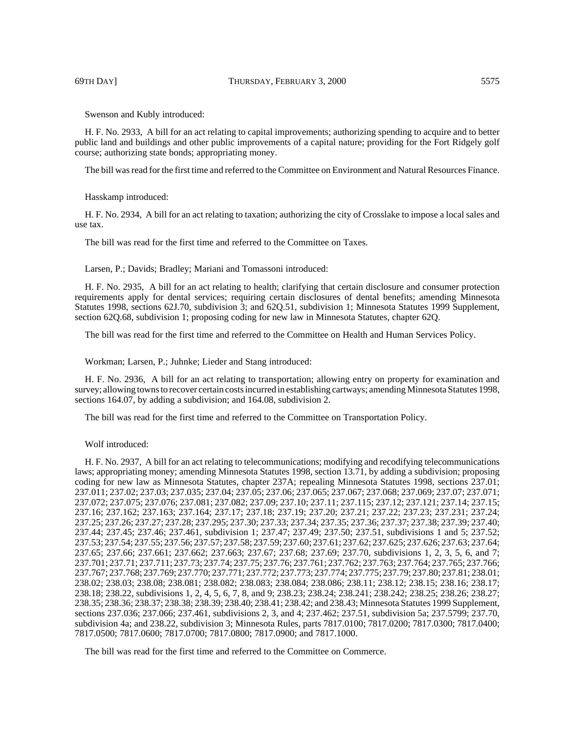Swenson and Kubly introduced:

H. F. No. 2933, A bill for an act relating to capital improvements; authorizing spending to acquire and to better public land and buildings and other public improvements of a capital nature; providing for the Fort Ridgely golf course; authorizing state bonds; appropriating money.

The bill was read for the first time and referred to the Committee on Environment and Natural Resources Finance.

Hasskamp introduced:

H. F. No. 2934, A bill for an act relating to taxation; authorizing the city of Crosslake to impose a local sales and use tax.

The bill was read for the first time and referred to the Committee on Taxes.

Larsen, P.; Davids; Bradley; Mariani and Tomassoni introduced:

H. F. No. 2935, A bill for an act relating to health; clarifying that certain disclosure and consumer protection requirements apply for dental services; requiring certain disclosures of dental benefits; amending Minnesota Statutes 1998, sections 62J.70, subdivision 3; and 62Q.51, subdivision 1; Minnesota Statutes 1999 Supplement, section 62Q.68, subdivision 1; proposing coding for new law in Minnesota Statutes, chapter 62Q.

The bill was read for the first time and referred to the Committee on Health and Human Services Policy.

Workman; Larsen, P.; Juhnke; Lieder and Stang introduced:

H. F. No. 2936, A bill for an act relating to transportation; allowing entry on property for examination and survey; allowing towns to recover certain costs incurred in establishing cartways; amending Minnesota Statutes 1998, sections 164.07, by adding a subdivision; and 164.08, subdivision 2.

The bill was read for the first time and referred to the Committee on Transportation Policy.

Wolf introduced:

H. F. No. 2937, A bill for an act relating to telecommunications; modifying and recodifying telecommunications laws; appropriating money; amending Minnesota Statutes 1998, section 13.71, by adding a subdivision; proposing coding for new law as Minnesota Statutes, chapter 237A; repealing Minnesota Statutes 1998, sections 237.01; 237.011; 237.02; 237.03; 237.035; 237.04; 237.05; 237.06; 237.065; 237.067; 237.068; 237.069; 237.07; 237.071; 237.072; 237.075; 237.076; 237.081; 237.082; 237.09; 237.10; 237.11; 237.115; 237.12; 237.121; 237.14; 237.15; 237.16; 237.162; 237.163; 237.164; 237.17; 237.18; 237.19; 237.20; 237.21; 237.22; 237.23; 237.231; 237.24; 237.25; 237.26; 237.27; 237.28; 237.295; 237.30; 237.33; 237.34; 237.35; 237.36; 237.37; 237.38; 237.39; 237.40; 237.44; 237.45; 237.46; 237.461, subdivision 1; 237.47; 237.49; 237.50; 237.51, subdivisions 1 and 5; 237.52; 237.53; 237.54; 237.55; 237.56; 237.57; 237.58; 237.59; 237.60; 237.61; 237.62; 237.625; 237.626; 237.63; 237.64; 237.65; 237.66; 237.661; 237.662; 237.663; 237.67; 237.68; 237.69; 237.70, subdivisions 1, 2, 3, 5, 6, and 7; 237.701; 237.71; 237.711; 237.73; 237.74; 237.75; 237.76; 237.761; 237.762; 237.763; 237.764; 237.765; 237.766; 237.767; 237.768; 237.769; 237.770; 237.771; 237.772; 237.773; 237.774; 237.775; 237.79; 237.80; 237.81; 238.01; 238.02; 238.03; 238.08; 238.081; 238.082; 238.083; 238.084; 238.086; 238.11; 238.12; 238.15; 238.16; 238.17; 238.18; 238.22, subdivisions 1, 2, 4, 5, 6, 7, 8, and 9; 238.23; 238.24; 238.241; 238.242; 238.25; 238.26; 238.27; 238.35; 238.36; 238.37; 238.38; 238.39; 238.40; 238.41; 238.42; and 238.43; Minnesota Statutes 1999 Supplement, sections 237.036; 237.066; 237.461, subdivisions 2, 3, and 4; 237.462; 237.51, subdivision 5a; 237.5799; 237.70, subdivision 4a; and 238.22, subdivision 3; Minnesota Rules, parts 7817.0100; 7817.0200; 7817.0300; 7817.0400; 7817.0500; 7817.0600; 7817.0700; 7817.0800; 7817.0900; and 7817.1000.

The bill was read for the first time and referred to the Committee on Commerce.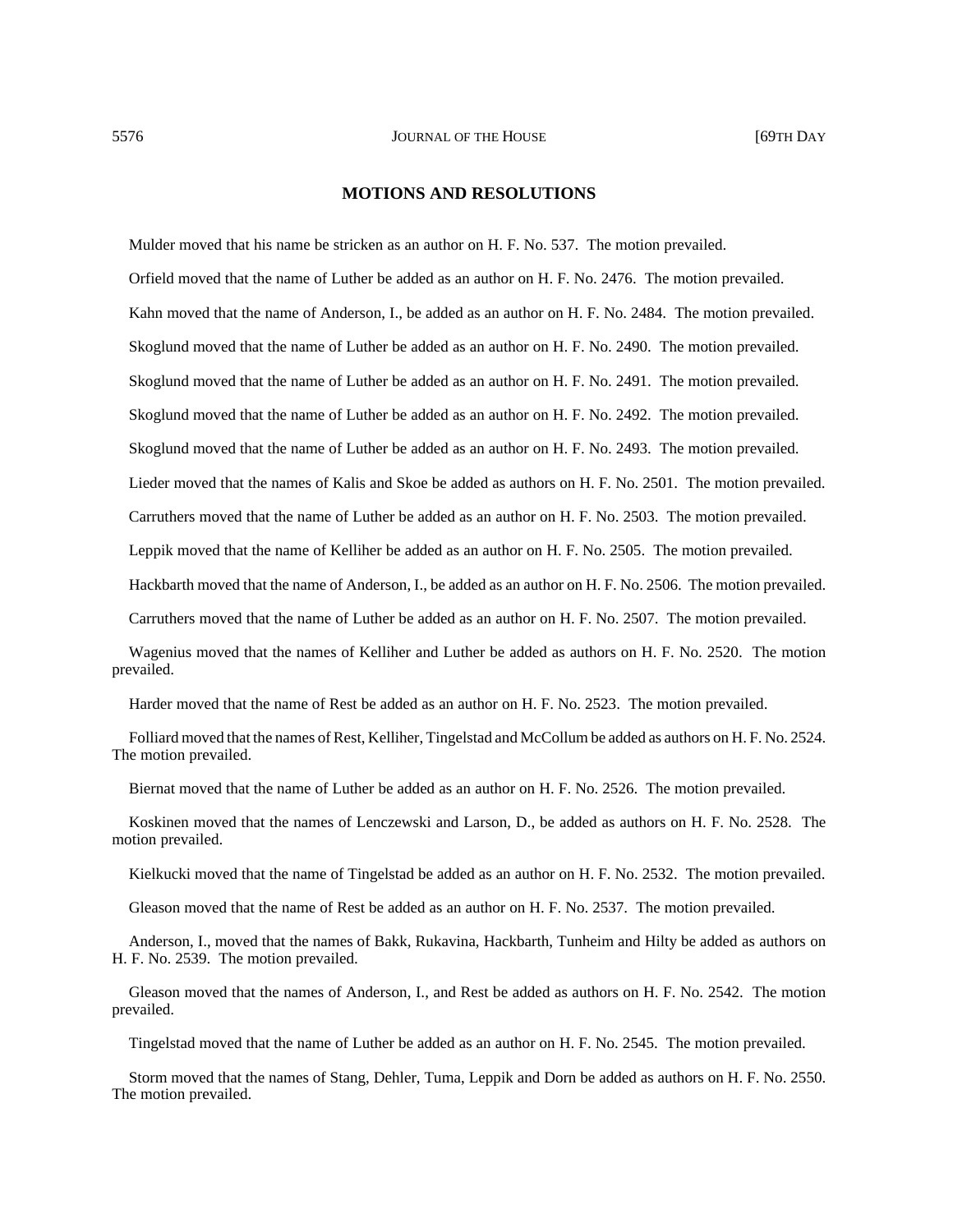## MOTIONS AND RESOLUTIONS

Mulder moved that his name be stricken as an author on H. F. No. 537. The motion prevailed.

Orfield moved that the name of Luther be added as an author on H. F. No. 2476. The motion prevailed.

Kahn moved that the name of Anderson, I., be added as an author on H. F. No. 2484. The motion prevailed.

Skoglund moved that the name of Luther be added as an author on H. F. No. 2490. The motion prevailed.

Skoglund moved that the name of Luther be added as an author on H. F. No. 2491. The motion prevailed.

Skoglund moved that the name of Luther be added as an author on H. F. No. 2492. The motion prevailed.

Skoglund moved that the name of Luther be added as an author on H. F. No. 2493. The motion prevailed.

Lieder moved that the names of Kalis and Skoe be added as authors on H. F. No. 2501. The motion prevailed.

Carruthers moved that the name of Luther be added as an author on H. F. No. 2503. The motion prevailed.

Leppik moved that the name of Kelliher be added as an author on H. F. No. 2505. The motion prevailed.

Hackbarth moved that the name of Anderson, I., be added as an author on H. F. No. 2506. The motion prevailed.

Carruthers moved that the name of Luther be added as an author on H. F. No. 2507. The motion prevailed.

Wagenius moved that the names of Kelliher and Luther be added as authors on H. F. No. 2520. The motion prevailed.

Harder moved that the name of Rest be added as an author on H. F. No. 2523. The motion prevailed.

Folliard moved that the names of Rest, Kelliher, Tingelstad and McCollum be added as authors on H. F. No. 2524. The motion prevailed.

Biernat moved that the name of Luther be added as an author on H. F. No. 2526. The motion prevailed.

Koskinen moved that the names of Lenczewski and Larson, D., be added as authors on H. F. No. 2528. The motion prevailed.

Kielkucki moved that the name of Tingelstad be added as an author on H. F. No. 2532. The motion prevailed.

Gleason moved that the name of Rest be added as an author on H. F. No. 2537. The motion prevailed.

Anderson, I., moved that the names of Bakk, Rukavina, Hackbarth, Tunheim and Hilty be added as authors on H. F. No. 2539. The motion prevailed.

Gleason moved that the names of Anderson, I., and Rest be added as authors on H. F. No. 2542. The motion prevailed.

Tingelstad moved that the name of Luther be added as an author on H. F. No. 2545. The motion prevailed.

Storm moved that the names of Stang, Dehler, Tuma, Leppik and Dorn be added as authors on H. F. No. 2550. The motion prevailed.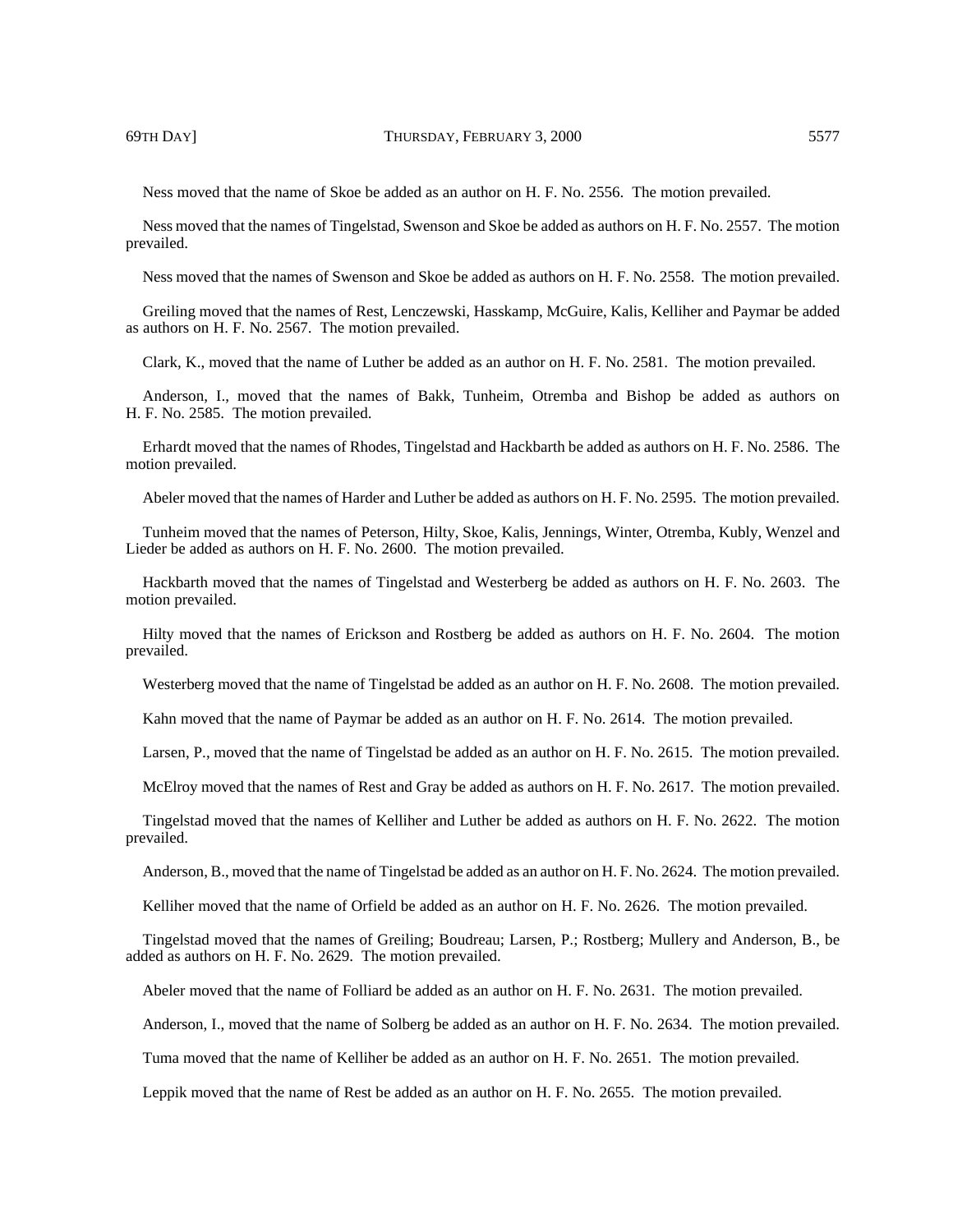Ness moved that the name of Skoe be added as an author on H. F. No. 2556. The motion prevailed.

Ness moved that the names of Tingelstad, Swenson and Skoe be added as authors on H. F. No. 2557. The motion prevailed.

Ness moved that the names of Swenson and Skoe be added as authors on H. F. No. 2558. The motion prevailed.

Greiling moved that the names of Rest, Lenczewski, Hasskamp, McGuire, Kalis, Kelliher and Paymar be added as authors on H. F. No. 2567. The motion prevailed.

Clark, K., moved that the name of Luther be added as an author on H. F. No. 2581. The motion prevailed.

Anderson, I., moved that the names of Bakk, Tunheim, Otremba and Bishop be added as authors on H. F. No. 2585. The motion prevailed.

Erhardt moved that the names of Rhodes, Tingelstad and Hackbarth be added as authors on H. F. No. 2586. The motion prevailed.

Abeler moved that the names of Harder and Luther be added as authors on H. F. No. 2595. The motion prevailed.

Tunheim moved that the names of Peterson, Hilty, Skoe, Kalis, Jennings, Winter, Otremba, Kubly, Wenzel and Lieder be added as authors on H. F. No. 2600. The motion prevailed.

Hackbarth moved that the names of Tingelstad and Westerberg be added as authors on H. F. No. 2603. The motion prevailed.

Hilty moved that the names of Erickson and Rostberg be added as authors on H. F. No. 2604. The motion prevailed.

Westerberg moved that the name of Tingelstad be added as an author on H. F. No. 2608. The motion prevailed.

Kahn moved that the name of Paymar be added as an author on H. F. No. 2614. The motion prevailed.

Larsen, P., moved that the name of Tingelstad be added as an author on H. F. No. 2615. The motion prevailed.

McElroy moved that the names of Rest and Gray be added as authors on H. F. No. 2617. The motion prevailed.

Tingelstad moved that the names of Kelliher and Luther be added as authors on H. F. No. 2622. The motion prevailed.

Anderson, B., moved that the name of Tingelstad be added as an author on H. F. No. 2624. The motion prevailed.

Kelliher moved that the name of Orfield be added as an author on H. F. No. 2626. The motion prevailed.

Tingelstad moved that the names of Greiling; Boudreau; Larsen, P.; Rostberg; Mullery and Anderson, B., be added as authors on H. F. No. 2629. The motion prevailed.

Abeler moved that the name of Folliard be added as an author on H. F. No. 2631. The motion prevailed.

Anderson, I., moved that the name of Solberg be added as an author on H. F. No. 2634. The motion prevailed.

Tuma moved that the name of Kelliher be added as an author on H. F. No. 2651. The motion prevailed.

Leppik moved that the name of Rest be added as an author on H. F. No. 2655. The motion prevailed.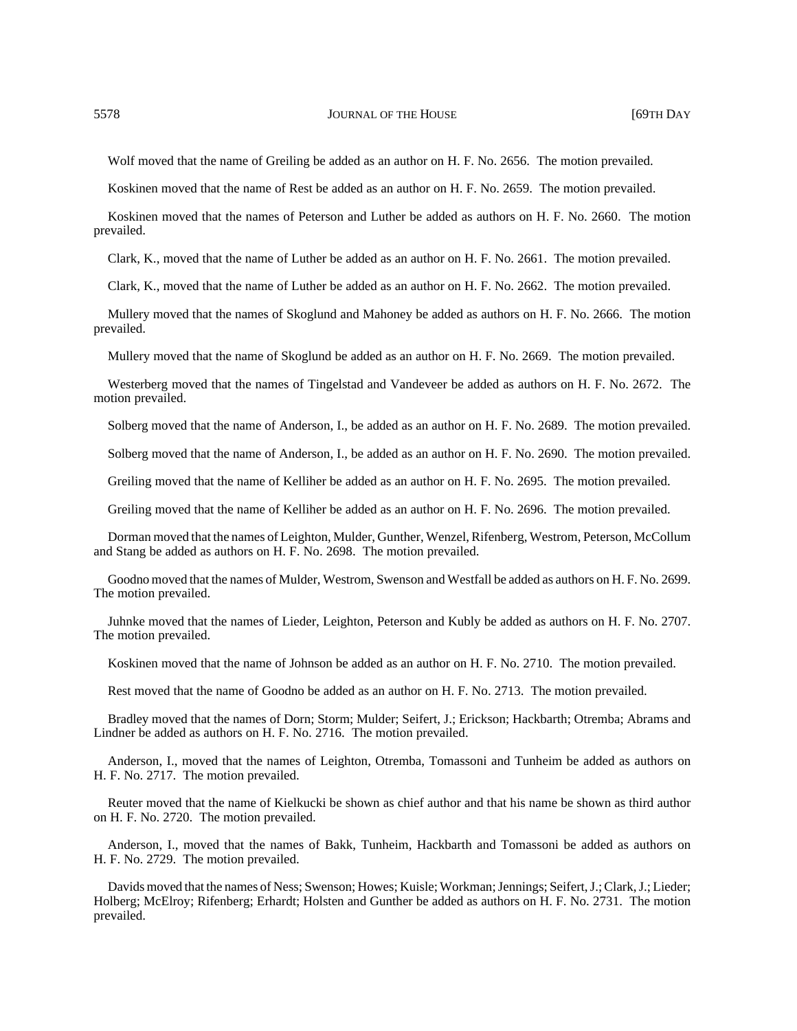Wolf moved that the name of Greiling be added as an author on H. F. No. 2656. The motion prevailed.

Koskinen moved that the name of Rest be added as an author on H. F. No. 2659. The motion prevailed.

Koskinen moved that the names of Peterson and Luther be added as authors on H. F. No. 2660. The motion prevailed.

Clark, K., moved that the name of Luther be added as an author on H. F. No. 2661. The motion prevailed.

Clark, K., moved that the name of Luther be added as an author on H. F. No. 2662. The motion prevailed.

Mullery moved that the names of Skoglund and Mahoney be added as authors on H. F. No. 2666. The motion prevailed.

Mullery moved that the name of Skoglund be added as an author on H. F. No. 2669. The motion prevailed.

Westerberg moved that the names of Tingelstad and Vandeveer be added as authors on H. F. No. 2672. The motion prevailed.

Solberg moved that the name of Anderson, I., be added as an author on H. F. No. 2689. The motion prevailed.

Solberg moved that the name of Anderson, I., be added as an author on H. F. No. 2690. The motion prevailed.

Greiling moved that the name of Kelliher be added as an author on H. F. No. 2695. The motion prevailed.

Greiling moved that the name of Kelliher be added as an author on H. F. No. 2696. The motion prevailed.

Dorman moved that the names of Leighton, Mulder, Gunther, Wenzel, Rifenberg, Westrom, Peterson, McCollum and Stang be added as authors on H. F. No. 2698. The motion prevailed.

Goodno moved that the names of Mulder, Westrom, Swenson and Westfall be added as authors on H. F. No. 2699. The motion prevailed.

Juhnke moved that the names of Lieder, Leighton, Peterson and Kubly be added as authors on H. F. No. 2707. The motion prevailed.

Koskinen moved that the name of Johnson be added as an author on H. F. No. 2710. The motion prevailed.

Rest moved that the name of Goodno be added as an author on H. F. No. 2713. The motion prevailed.

Bradley moved that the names of Dorn; Storm; Mulder; Seifert, J.; Erickson; Hackbarth; Otremba; Abrams and Lindner be added as authors on H. F. No. 2716. The motion prevailed.

Anderson, I., moved that the names of Leighton, Otremba, Tomassoni and Tunheim be added as authors on H. F. No. 2717. The motion prevailed.

Reuter moved that the name of Kielkucki be shown as chief author and that his name be shown as third author on H. F. No. 2720. The motion prevailed.

Anderson, I., moved that the names of Bakk, Tunheim, Hackbarth and Tomassoni be added as authors on H. F. No. 2729. The motion prevailed.

Davids moved that the names of Ness; Swenson; Howes; Kuisle; Workman; Jennings; Seifert, J.; Clark, J.; Lieder; Holberg; McElroy; Rifenberg; Erhardt; Holsten and Gunther be added as authors on H. F. No. 2731. The motion prevailed.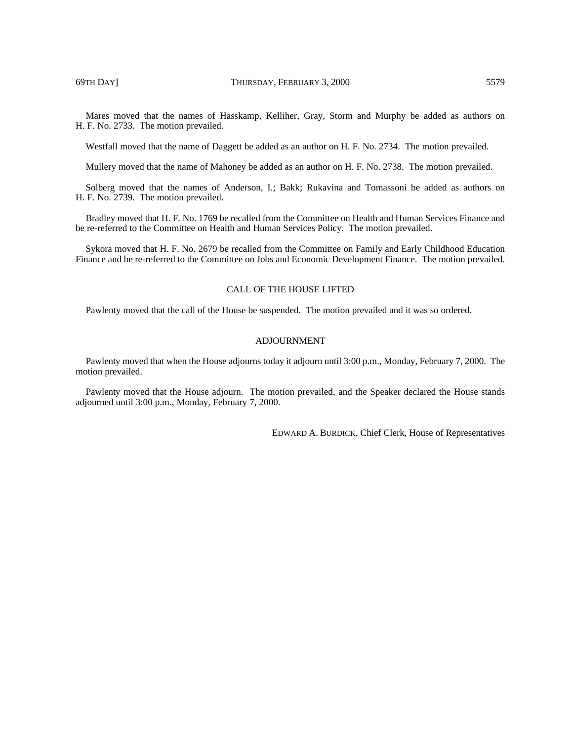Mares moved that the names of Hasskamp, Kelliher, Gray, Storm and Murphy be added as authors on H. F. No. 2733. The motion prevailed.

Westfall moved that the name of Daggett be added as an author on H. F. No. 2734. The motion prevailed.

Mullery moved that the name of Mahoney be added as an author on H. F. No. 2738. The motion prevailed.

Solberg moved that the names of Anderson, I.; Bakk; Rukavina and Tomassoni be added as authors on H. F. No. 2739. The motion prevailed.

Bradley moved that H. F. No. 1769 be recalled from the Committee on Health and Human Services Finance and be re-referred to the Committee on Health and Human Services Policy. The motion prevailed.

Sykora moved that H. F. No. 2679 be recalled from the Committee on Family and Early Childhood Education Finance and be re-referred to the Committee on Jobs and Economic Development Finance. The motion prevailed.

## CALL OF THE HOUSE LIFTED

Pawlenty moved that the call of the House be suspended. The motion prevailed and it was so ordered.

## ADJOURNMENT

Pawlenty moved that when the House adjourns today it adjourn until 3:00 p.m., Monday, February 7, 2000. The motion prevailed.

Pawlenty moved that the House adjourn. The motion prevailed, and the Speaker declared the House stands adjourned until 3:00 p.m., Monday, February 7, 2000.

EDWARD A. BURDICK, Chief Clerk, House of Representatives